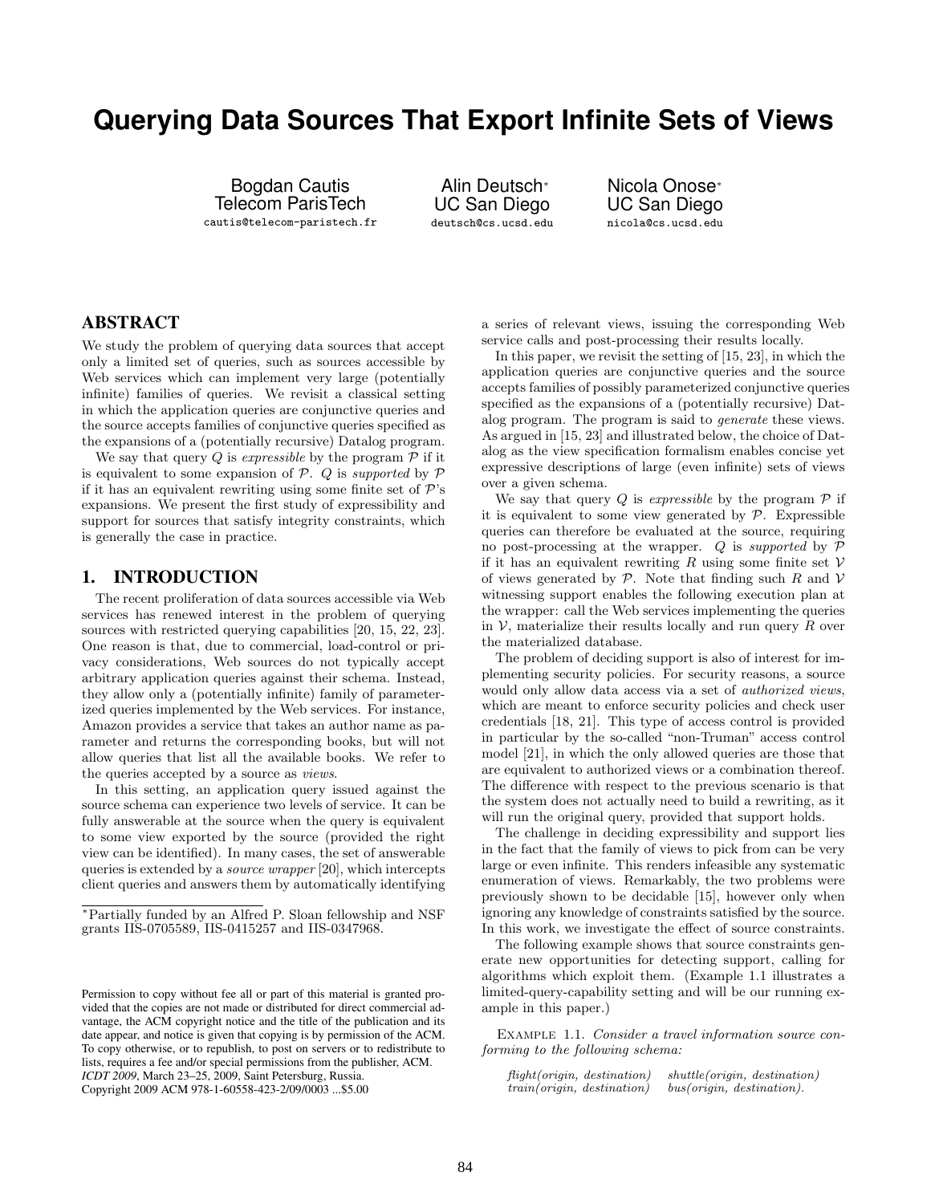# Querying Data Sources That Export Infinite Sets of Views

Bogdan Cautis
Telecom ParisTech
cautis@telecom-paristech.fr

Alin Deutsch*
UC San Diego
deutsch@cs.ucsd.edu

Nicola Onose*
UC San Diego
nicola@cs.ucsd.edu

## ABSTRACT

We study the problem of querying data sources that accept only a limited set of queries, such as sources accessible by Web services which can implement very large (potentially infinite) families of queries. We revisit a classical setting in which the application queries are conjunctive queries and the source accepts families of conjunctive queries specified as the expansions of a (potentially recursive) Datalog program.

We say that query $Q$ is *expressible* by the program $\mathcal{P}$ if it is equivalent to some expansion of $\mathcal{P}$. $Q$ is *supported* by $\mathcal{P}$ if it has an equivalent rewriting using some finite set of $\mathcal{P}$'s expansions. We present the first study of expressibility and support for sources that satisfy integrity constraints, which is generally the case in practice.

## 1. INTRODUCTION

The recent proliferation of data sources accessible via Web services has renewed interest in the problem of querying sources with restricted querying capabilities [20, 15, 22, 23]. One reason is that, due to commercial, load-control or privacy considerations, Web sources do not typically accept arbitrary application queries against their schema. Instead, they allow only a (potentially infinite) family of parameterized queries implemented by the Web services. For instance, Amazon provides a service that takes an author name as parameter and returns the corresponding books, but will not allow queries that list all the available books. We refer to the queries accepted by a source as *views*.

In this setting, an application query issued against the source schema can experience two levels of service. It can be fully answerable at the source when the query is equivalent to some view exported by the source (provided the right view can be identified). In many cases, the set of answerable queries is extended by a *source wrapper* [20], which intercepts client queries and answers them by automatically identifying a series of relevant views, issuing the corresponding Web service calls and post-processing their results locally.

In this paper, we revisit the setting of [15, 23], in which the application queries are conjunctive queries and the source accepts families of possibly parameterized conjunctive queries specified as the expansions of a (potentially recursive) Datalog program. The program is said to *generate* these views. As argued in [15, 23] and illustrated below, the choice of Datalog as the view specification formalism enables concise yet expressive descriptions of large (even infinite) sets of views over a given schema.

We say that query $Q$ is *expressible* by the program $\mathcal{P}$ if it is equivalent to some view generated by $\mathcal{P}$. Expressible queries can therefore be evaluated at the source, requiring no post-processing at the wrapper. $Q$ is *supported* by $\mathcal{P}$ if it has an equivalent rewriting $R$ using some finite set $\mathcal{V}$ of views generated by $\mathcal{P}$. Note that finding such $R$ and $\mathcal{V}$ witnessing support enables the following execution plan at the wrapper: call the Web services implementing the queries in $\mathcal{V}$, materialize their results locally and run query $R$ over the materialized database.

The problem of deciding support is also of interest for implementing security policies. For security reasons, a source would only allow data access via a set of *authorized views*, which are meant to enforce security policies and check user credentials [18, 21]. This type of access control is provided in particular by the so-called "non-Truman" access control model [21], in which the only allowed queries are those that are equivalent to authorized views or a combination thereof. The difference with respect to the previous scenario is that the system does not actually need to build a rewriting, as it will run the original query, provided that support holds.

The challenge in deciding expressibility and support lies in the fact that the family of views to pick from can be very large or even infinite. This renders infeasible any systematic enumeration of views. Remarkably, the two problems were previously shown to be decidable [15], however only when ignoring any knowledge of constraints satisfied by the source. In this work, we investigate the effect of source constraints.

The following example shows that source constraints generate new opportunities for detecting support, calling for algorithms which exploit them. (Example 1.1 illustrates a limited-query-capability setting and will be our running example in this paper.)

EXAMPLE 1.1. *Consider a travel information source conforming to the following schema:*

*flight(origin, destination)* *shuttle(origin, destination)*
*train(origin, destination)* *bus(origin, destination).*

*Partially funded by an Alfred P. Sloan fellowship and NSF grants IIS-0705589, IIS-0415257 and IIS-0347968.

Permission to copy without fee all or part of this material is granted provided that the copies are not made or distributed for direct commercial advantage, the ACM copyright notice and the title of the publication and its date appear, and notice is given that copying is by permission of the ACM. To copy otherwise, or to republish, to post on servers or to redistribute to lists, requires a fee and/or special permissions from the publisher, ACM.
*ICDT 2009*, March 23–25, 2009, Saint Petersburg, Russia.
Copyright 2009 ACM 978-1-60558-423-2/09/0003 ...$5.00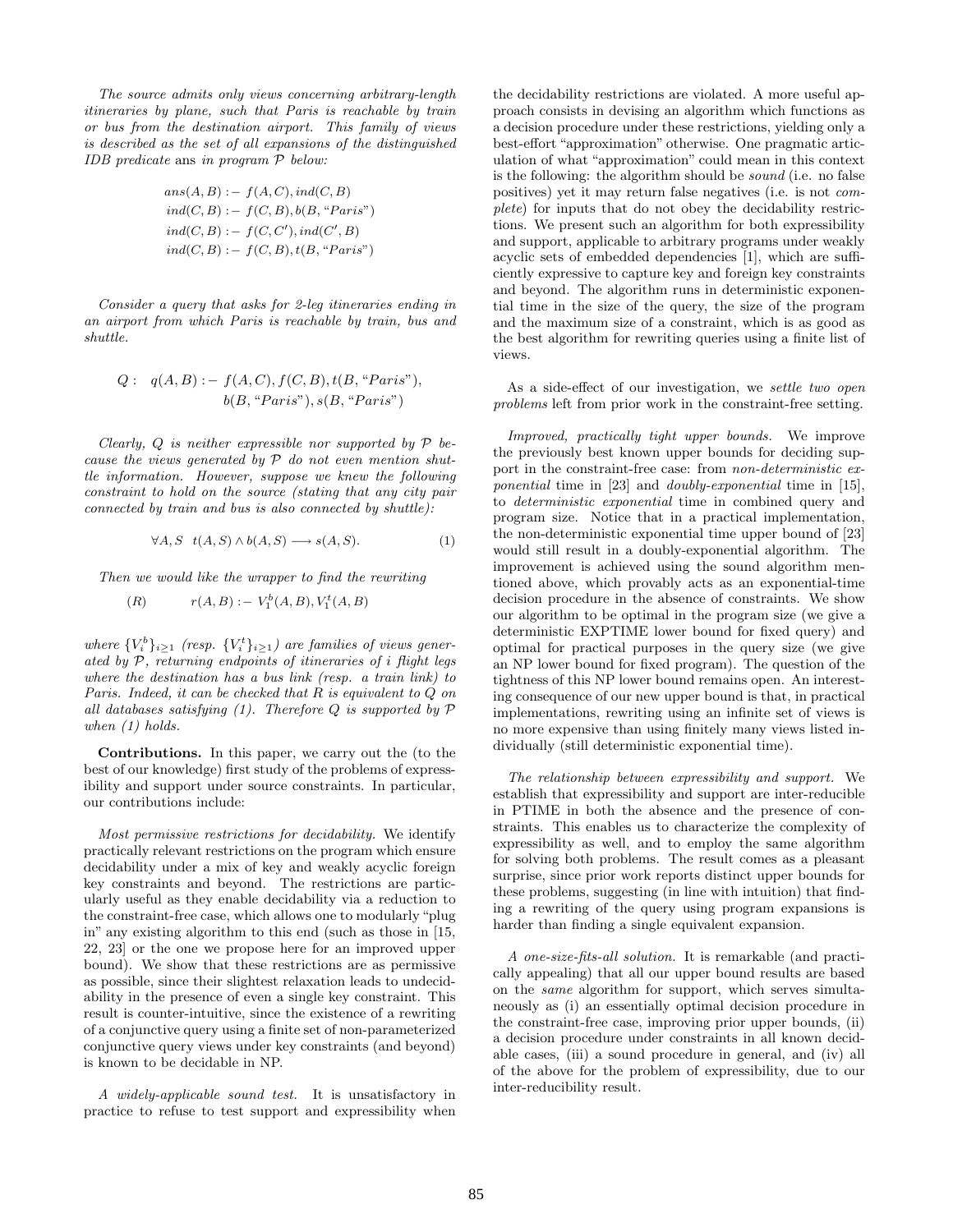*The source admits only views concerning arbitrary-length itineraries by plane, such that Paris is reachable by train or bus from the destination airport. This family of views is described as the set of all expansions of the distinguished IDB predicate* ans *in program* $\mathcal{P}$ *below:*

$$
\begin{aligned}
ans(A, B) &:- \ f(A, C), ind(C, B) \\
ind(C, B) &:- \ f(C, B), b(B, \text{"}Paris\text{"}) \\
ind(C, B) &:- \ f(C, C'), ind(C', B) \\
ind(C, B) &:- \ f(C, B), t(B, \text{"}Paris\text{"})
\end{aligned}
$$

*Consider a query that asks for 2-leg itineraries ending in an airport from which Paris is reachable by train, bus and shuttle.*

$$
Q: \quad q(A, B) :- \ f(A, C), f(C, B), t(B, \text{"}Paris\text{"}), b(B, \text{"}Paris\text{"}), s(B, \text{"}Paris\text{"})
$$

*Clearly, $Q$ is neither expressible nor supported by $\mathcal{P}$ because the views generated by $\mathcal{P}$ do not even mention shuttle information. However, suppose we knew the following constraint to hold on the source (stating that any city pair connected by train and bus is also connected by shuttle):*

$$
\forall A, S \quad t(A, S) \wedge b(A, S) \longrightarrow s(A, S). \tag{1}
$$

*Then we would like the wrapper to find the rewriting*

$$
(R) \qquad r(A, B) :- \ V_1^b(A, B), V_1^t(A, B)
$$

*where $\{V_i^b\}_{i \geq 1}$ (resp. $\{V_i^t\}_{i \geq 1}$) are families of views generated by $\mathcal{P}$, returning endpoints of itineraries of $i$ flight legs where the destination has a bus link (resp. a train link) to Paris. Indeed, it can be checked that $R$ is equivalent to $Q$ on all databases satisfying (1). Therefore $Q$ is supported by $\mathcal{P}$ when (1) holds.*

**Contributions.** In this paper, we carry out the (to the best of our knowledge) first study of the problems of expressibility and support under source constraints. In particular, our contributions include:

*Most permissive restrictions for decidability.* We identify practically relevant restrictions on the program which ensure decidability under a mix of key and weakly acyclic foreign key constraints and beyond. The restrictions are particularly useful as they enable decidability via a reduction to the constraint-free case, which allows one to modularly "plug in" any existing algorithm to this end (such as those in [15, 22, 23] or the one we propose here for an improved upper bound). We show that these restrictions are as permissive as possible, since their slightest relaxation leads to undecidability in the presence of even a single key constraint. This result is counter-intuitive, since the existence of a rewriting of a conjunctive query using a finite set of non-parameterized conjunctive query views under key constraints (and beyond) is known to be decidable in NP.

*A widely-applicable sound test.* It is unsatisfactory in practice to refuse to test support and expressibility when the decidability restrictions are violated. A more useful approach consists in devising an algorithm which functions as a decision procedure under these restrictions, yielding only a best-effort "approximation" otherwise. One pragmatic articulation of what "approximation" could mean in this context is the following: the algorithm should be *sound* (i.e. no false positives) yet it may return false negatives (i.e. is not *complete*) for inputs that do not obey the decidability restrictions. We present such an algorithm for both expressibility and support, applicable to arbitrary programs under weakly acyclic sets of embedded dependencies [1], which are sufficiently expressive to capture key and foreign key constraints and beyond. The algorithm runs in deterministic exponential time in the size of the query, the size of the program and the maximum size of a constraint, which is as good as the best algorithm for rewriting queries using a finite list of views.

As a side-effect of our investigation, we *settle two open problems* left from prior work in the constraint-free setting.

*Improved, practically tight upper bounds.* We improve the previously best known upper bounds for deciding support in the constraint-free case: from *non-deterministic exponential* time in [23] and *doubly-exponential* time in [15], to *deterministic exponential* time in combined query and program size. Notice that in a practical implementation, the non-deterministic exponential time upper bound of [23] would still result in a doubly-exponential algorithm. The improvement is achieved using the sound algorithm mentioned above, which provably acts as an exponential-time decision procedure in the absence of constraints. We show our algorithm to be optimal in the program size (we give a deterministic EXPTIME lower bound for fixed query) and optimal for practical purposes in the query size (we give an NP lower bound for fixed program). The question of the tightness of this NP lower bound remains open. An interesting consequence of our new upper bound is that, in practical implementations, rewriting using an infinite set of views is no more expensive than using finitely many views listed individually (still deterministic exponential time).

*The relationship between expressibility and support.* We establish that expressibility and support are inter-reducible in PTIME in both the absence and the presence of constraints. This enables us to characterize the complexity of expressibility as well, and to employ the same algorithm for solving both problems. The result comes as a pleasant surprise, since prior work reports distinct upper bounds for these problems, suggesting (in line with intuition) that finding a rewriting of the query using program expansions is harder than finding a single equivalent expansion.

*A one-size-fits-all solution.* It is remarkable (and practically appealing) that all our upper bound results are based on the *same* algorithm for support, which serves simultaneously as (i) an essentially optimal decision procedure in the constraint-free case, improving prior upper bounds, (ii) a decision procedure under constraints in all known decidable cases, (iii) a sound procedure in general, and (iv) all of the above for the problem of expressibility, due to our inter-reducibility result.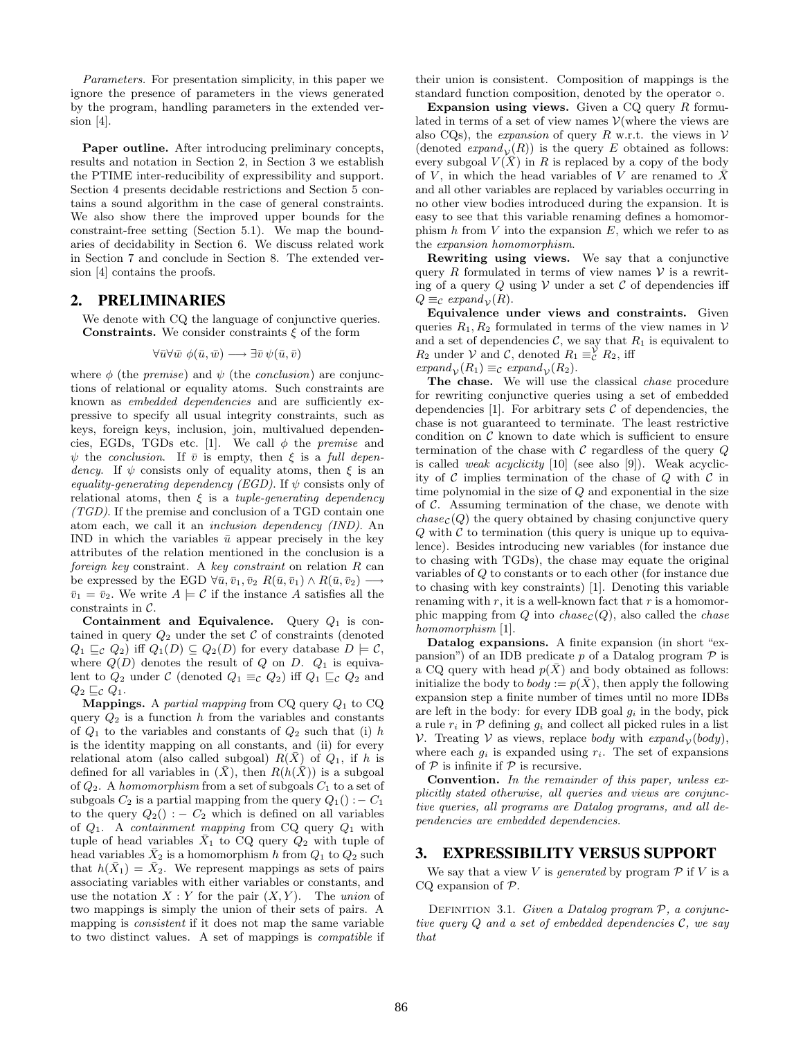*Parameters.* For presentation simplicity, in this paper we ignore the presence of parameters in the views generated by the program, handling parameters in the extended version [4].

**Paper outline.** After introducing preliminary concepts, results and notation in Section 2, in Section 3 we establish the PTIME inter-reducibility of expressibility and support. Section 4 presents decidable restrictions and Section 5 contains a sound algorithm in the case of general constraints. We also show there the improved upper bounds for the constraint-free setting (Section 5.1). We map the boundaries of decidability in Section 6. We discuss related work in Section 7 and conclude in Section 8. The extended version [4] contains the proofs.

## 2. PRELIMINARIES

We denote with CQ the language of conjunctive queries.

**Constraints.** We consider constraints $\xi$ of the form

$$\forall \bar{u} \forall \bar{w} \ \phi(\bar{u}, \bar{w}) \longrightarrow \exists \bar{v} \, \psi(\bar{u}, \bar{v})$$

where $\phi$ (the *premise*) and $\psi$ (the *conclusion*) are conjunctions of relational or equality atoms. Such constraints are known as *embedded dependencies* and are sufficiently expressive to specify all usual integrity constraints, such as keys, foreign keys, inclusion, join, multivalued dependencies, EGDs, TGDs etc. [1]. We call $\phi$ the *premise* and $\psi$ the *conclusion*. If $\bar{v}$ is empty, then $\xi$ is a *full dependency*. If $\psi$ consists only of equality atoms, then $\xi$ is an *equality-generating dependency (EGD)*. If $\psi$ consists only of relational atoms, then $\xi$ is a *tuple-generating dependency (TGD)*. If the premise and conclusion of a TGD contain one atom each, we call it an *inclusion dependency (IND)*. An IND in which the variables $\bar{u}$ appear precisely in the key attributes of the relation mentioned in the conclusion is a *foreign key* constraint. A *key constraint* on relation $R$ can be expressed by the EGD $\forall \bar{u}, \bar{v}_1, \bar{v}_2 \ R(\bar{u}, \bar{v}_1) \wedge R(\bar{u}, \bar{v}_2) \longrightarrow \bar{v}_1 = \bar{v}_2$. We write $A \models \mathcal{C}$ if the instance $A$ satisfies all the constraints in $\mathcal{C}$.

**Containment and Equivalence.** Query $Q_1$ is contained in query $Q_2$ under the set $\mathcal{C}$ of constraints (denoted $Q_1 \sqsubseteq_{\mathcal{C}} Q_2$) iff $Q_1(D) \subseteq Q_2(D)$ for every database $D \models \mathcal{C}$, where $Q(D)$ denotes the result of $Q$ on $D$. $Q_1$ is equivalent to $Q_2$ under $\mathcal{C}$ (denoted $Q_1 \equiv_{\mathcal{C}} Q_2$) iff $Q_1 \sqsubseteq_{\mathcal{C}} Q_2$ and $Q_2 \sqsubseteq_{\mathcal{C}} Q_1$.

**Mappings.** A *partial mapping* from CQ query $Q_1$ to CQ query $Q_2$ is a function $h$ from the variables and constants of $Q_1$ to the variables and constants of $Q_2$ such that (i) $h$ is the identity mapping on all constants, and (ii) for every relational atom (also called subgoal) $R(\bar{X})$ of $Q_1$, if $h$ is defined for all variables in $(\bar{X})$, then $R(h(\bar{X}))$ is a subgoal of $Q_2$. A *homomorphism* from a set of subgoals $C_1$ to a set of subgoals $C_2$ is a partial mapping from the query $Q_1() :- C_1$ to the query $Q_2() :- C_2$ which is defined on all variables of $Q_1$. A *containment mapping* from CQ query $Q_1$ with tuple of head variables $\bar{X}_1$ to CQ query $Q_2$ with tuple of head variables $\bar{X}_2$ is a homomorphism $h$ from $Q_1$ to $Q_2$ such that $h(\bar{X}_1) = \bar{X}_2$. We represent mappings as sets of pairs associating variables with either variables or constants, and use the notation $X : Y$ for the pair $(X, Y)$. The *union* of two mappings is simply the union of their sets of pairs. A mapping is *consistent* if it does not map the same variable to two distinct values. A set of mappings is *compatible* if their union is consistent. Composition of mappings is the standard function composition, denoted by the operator $\circ$.

**Expansion using views.** Given a CQ query $R$ formulated in terms of a set of view names $\mathcal{V}$(where the views are also CQs), the *expansion* of query $R$ w.r.t. the views in $\mathcal{V}$ (denoted $expand_{\mathcal{V}}(R)$) is the query $E$ obtained as follows: every subgoal $V(\bar{X})$ in $R$ is replaced by a copy of the body of $V$, in which the head variables of $V$ are renamed to $\bar{X}$ and all other variables are replaced by variables occurring in no other view bodies introduced during the expansion. It is easy to see that this variable renaming defines a homomorphism $h$ from $V$ into the expansion $E$, which we refer to as the *expansion homomorphism*.

**Rewriting using views.** We say that a conjunctive query $R$ formulated in terms of view names $\mathcal{V}$ is a rewriting of a query $Q$ using $\mathcal{V}$ under a set $\mathcal{C}$ of dependencies iff $Q \equiv_{\mathcal{C}} expand_{\mathcal{V}}(R)$.

**Equivalence under views and constraints.** Given queries $R_1, R_2$ formulated in terms of the view names in $\mathcal{V}$ and a set of dependencies $\mathcal{C}$, we say that $R_1$ is equivalent to $R_2$ under $\mathcal{V}$ and $\mathcal{C}$, denoted $R_1 \equiv_{\mathcal{C}}^{\mathcal{V}} R_2$, iff $expand_{\mathcal{V}}(R_1) \equiv_{\mathcal{C}} expand_{\mathcal{V}}(R_2)$.

**The chase.** We will use the classical *chase* procedure for rewriting conjunctive queries using a set of embedded dependencies [1]. For arbitrary sets $\mathcal{C}$ of dependencies, the chase is not guaranteed to terminate. The least restrictive condition on $\mathcal{C}$ known to date which is sufficient to ensure termination of the chase with $\mathcal{C}$ regardless of the query $Q$ is called *weak acyclicity* [10] (see also [9]). Weak acyclicity of $\mathcal{C}$ implies termination of the chase of $Q$ with $\mathcal{C}$ in time polynomial in the size of $Q$ and exponential in the size of $\mathcal{C}$. Assuming termination of the chase, we denote with $chase_{\mathcal{C}}(Q)$ the query obtained by chasing conjunctive query $Q$ with $\mathcal{C}$ to termination (this query is unique up to equivalence). Besides introducing new variables (for instance due to chasing with TGDs), the chase may equate the original variables of $Q$ to constants or to each other (for instance due to chasing with key constraints) [1]. Denoting this variable renaming with $r$, it is a well-known fact that $r$ is a homomorphic mapping from $Q$ into $chase_{\mathcal{C}}(Q)$, also called the *chase homomorphism* [1].

**Datalog expansions.** A finite expansion (in short "expansion") of an IDB predicate $p$ of a Datalog program $\mathcal{P}$ is a CQ query with head $p(\bar{X})$ and body obtained as follows: initialize the body to $body := p(\bar{X})$, then apply the following expansion step a finite number of times until no more IDBs are left in the body: for every IDB goal $g_i$ in the body, pick a rule $r_i$ in $\mathcal{P}$ defining $g_i$ and collect all picked rules in a list $\mathcal{V}$. Treating $\mathcal{V}$ as views, replace *body* with $expand_{\mathcal{V}}(body)$, where each $g_i$ is expanded using $r_i$. The set of expansions of $\mathcal{P}$ is infinite if $\mathcal{P}$ is recursive.

**Convention.** *In the remainder of this paper, unless explicitly stated otherwise, all queries and views are conjunctive queries, all programs are Datalog programs, and all dependencies are embedded dependencies.*

## 3. EXPRESSIBILITY VERSUS SUPPORT

We say that a view $V$ is *generated* by program $\mathcal{P}$ if $V$ is a CQ expansion of $\mathcal{P}$.

DEFINITION 3.1. *Given a Datalog program $\mathcal{P}$, a conjunctive query $Q$ and a set of embedded dependencies $\mathcal{C}$, we say that*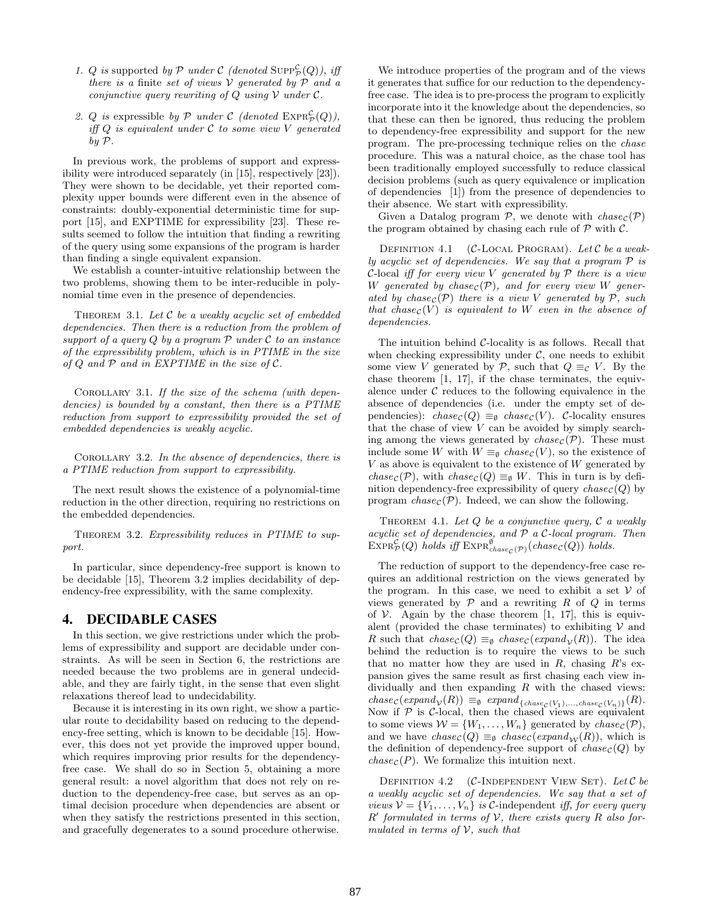1. *$Q$ is* supported *by $\mathcal{P}$ under $\mathcal{C}$ (denoted $\text{SUPP}^{\mathcal{C}}_{\mathcal{P}}(Q)$), iff there is a* finite *set of views $\mathcal{V}$ generated by $\mathcal{P}$ and a conjunctive query rewriting of $Q$ using $\mathcal{V}$ under $\mathcal{C}$.*

2. *$Q$ is* expressible *by $\mathcal{P}$ under $\mathcal{C}$ (denoted $\text{EXPR}^{\mathcal{C}}_{\mathcal{P}}(Q)$), iff $Q$ is equivalent under $\mathcal{C}$ to some view $V$ generated by $\mathcal{P}$.*

In previous work, the problems of support and expressibility were introduced separately (in [15], respectively [23]). They were shown to be decidable, yet their reported complexity upper bounds were different even in the absence of constraints: doubly-exponential deterministic time for support [15], and EXPTIME for expressibility [23]. These results seemed to follow the intuition that finding a rewriting of the query using some expansions of the program is harder than finding a single equivalent expansion.

We establish a counter-intuitive relationship between the two problems, showing them to be inter-reducible in polynomial time even in the presence of dependencies.

THEOREM 3.1. *Let $\mathcal{C}$ be a weakly acyclic set of embedded dependencies. Then there is a reduction from the problem of support of a query $Q$ by a program $\mathcal{P}$ under $\mathcal{C}$ to an instance of the expressibility problem, which is in PTIME in the size of $Q$ and $\mathcal{P}$ and in EXPTIME in the size of $\mathcal{C}$.*

COROLLARY 3.1. *If the size of the schema (with dependencies) is bounded by a constant, then there is a PTIME reduction from support to expressibility provided the set of embedded dependencies is weakly acyclic.*

COROLLARY 3.2. *In the absence of dependencies, there is a PTIME reduction from support to expressibility.*

The next result shows the existence of a polynomial-time reduction in the other direction, requiring no restrictions on the embedded dependencies.

THEOREM 3.2. *Expressibility reduces in PTIME to support.*

In particular, since dependency-free support is known to be decidable [15], Theorem 3.2 implies decidability of dependency-free expressibility, with the same complexity.

## 4. DECIDABLE CASES

In this section, we give restrictions under which the problems of expressibility and support are decidable under constraints. As will be seen in Section 6, the restrictions are needed because the two problems are in general undecidable, and they are fairly tight, in the sense that even slight relaxations thereof lead to undecidability.

Because it is interesting in its own right, we show a particular route to decidability based on reducing to the dependency-free setting, which is known to be decidable [15]. However, this does not yet provide the improved upper bound, which requires improving prior results for the dependency-free case. We shall do so in Section 5, obtaining a more general result: a novel algorithm that does not rely on reduction to the dependency-free case, but serves as an optimal decision procedure when dependencies are absent or when they satisfy the restrictions presented in this section, and gracefully degenerates to a sound procedure otherwise.

We introduce properties of the program and of the views it generates that suffice for our reduction to the dependency-free case. The idea is to pre-process the program to explicitly incorporate into it the knowledge about the dependencies, so that these can then be ignored, thus reducing the problem to dependency-free expressibility and support for the new program. The pre-processing technique relies on the *chase* procedure. This was a natural choice, as the chase tool has been traditionally employed successfully to reduce classical decision problems (such as query equivalence or implication of dependencies [1]) from the presence of dependencies to their absence. We start with expressibility.

Given a Datalog program $\mathcal{P}$, we denote with $chase_{\mathcal{C}}(\mathcal{P})$ the program obtained by chasing each rule of $\mathcal{P}$ with $\mathcal{C}$.

DEFINITION 4.1 ($\mathcal{C}$-LOCAL PROGRAM). *Let $\mathcal{C}$ be a weakly acyclic set of dependencies. We say that a program $\mathcal{P}$ is $\mathcal{C}$-local iff for every view $V$ generated by $\mathcal{P}$ there is a view $W$ generated by $chase_{\mathcal{C}}(\mathcal{P})$, and for every view $W$ generated by $chase_{\mathcal{C}}(\mathcal{P})$ there is a view $V$ generated by $\mathcal{P}$, such that $chase_{\mathcal{C}}(V)$ is equivalent to $W$ even in the absence of dependencies.*

The intuition behind $\mathcal{C}$-locality is as follows. Recall that when checking expressibility under $\mathcal{C}$, one needs to exhibit some view $V$ generated by $\mathcal{P}$, such that $Q \equiv_{\mathcal{C}} V$. By the chase theorem [1, 17], if the chase terminates, the equivalence under $\mathcal{C}$ reduces to the following equivalence in the absence of dependencies (i.e. under the empty set of dependencies): $chase_{\mathcal{C}}(Q) \equiv_{\emptyset} chase_{\mathcal{C}}(V)$. $\mathcal{C}$-locality ensures that the chase of view $V$ can be avoided by simply searching among the views generated by $chase_{\mathcal{C}}(\mathcal{P})$. These must include some $W$ with $W \equiv_{\emptyset} chase_{\mathcal{C}}(V)$, so the existence of $V$ as above is equivalent to the existence of $W$ generated by $chase_{\mathcal{C}}(\mathcal{P})$, with $chase_{\mathcal{C}}(Q) \equiv_{\emptyset} W$. This in turn is by definition dependency-free expressibility of query $chase_{\mathcal{C}}(Q)$ by program $chase_{\mathcal{C}}(\mathcal{P})$. Indeed, we can show the following.

THEOREM 4.1. *Let $Q$ be a conjunctive query, $\mathcal{C}$ a weakly acyclic set of dependencies, and $\mathcal{P}$ a $\mathcal{C}$-local program. Then $\text{EXPR}^{\mathcal{C}}_{\mathcal{P}}(Q)$ holds iff $\text{EXPR}^{\emptyset}_{chase_{\mathcal{C}}(\mathcal{P})}(chase_{\mathcal{C}}(Q))$ holds.*

The reduction of support to the dependency-free case requires an additional restriction on the views generated by the program. In this case, we need to exhibit a set $\mathcal{V}$ of views generated by $\mathcal{P}$ and a rewriting $R$ of $Q$ in terms of $\mathcal{V}$. Again by the chase theorem [1, 17], this is equivalent (provided the chase terminates) to exhibiting $\mathcal{V}$ and $R$ such that $chase_{\mathcal{C}}(Q) \equiv_{\emptyset} chase_{\mathcal{C}}(expand_{\mathcal{V}}(R))$. The idea behind the reduction is to require the views to be such that no matter how they are used in $R$, chasing $R$'s expansion gives the same result as first chasing each view individually and then expanding $R$ with the chased views: $chase_{\mathcal{C}}(expand_{\mathcal{V}}(R)) \equiv_{\emptyset} expand_{\{chase_{\mathcal{C}}(V_1),\ldots,chase_{\mathcal{C}}(V_n)\}}(R)$. Now if $\mathcal{P}$ is $\mathcal{C}$-local, then the chased views are equivalent to some views $\mathcal{W} = \{W_1, \ldots, W_n\}$ generated by $chase_{\mathcal{C}}(\mathcal{P})$, and we have $chase_{\mathcal{C}}(Q) \equiv_{\emptyset} chase_{\mathcal{C}}(expand_{\mathcal{W}}(R))$, which is the definition of dependency-free support of $chase_{\mathcal{C}}(Q)$ by $chase_{\mathcal{C}}(P)$. We formalize this intuition next.

DEFINITION 4.2 ($\mathcal{C}$-INDEPENDENT VIEW SET). *Let $\mathcal{C}$ be a weakly acyclic set of dependencies. We say that a set of views $\mathcal{V} = \{V_1, \ldots, V_n\}$ is $\mathcal{C}$-independent iff, for every query $R'$ formulated in terms of $\mathcal{V}$, there exists query $R$ also formulated in terms of $\mathcal{V}$, such that*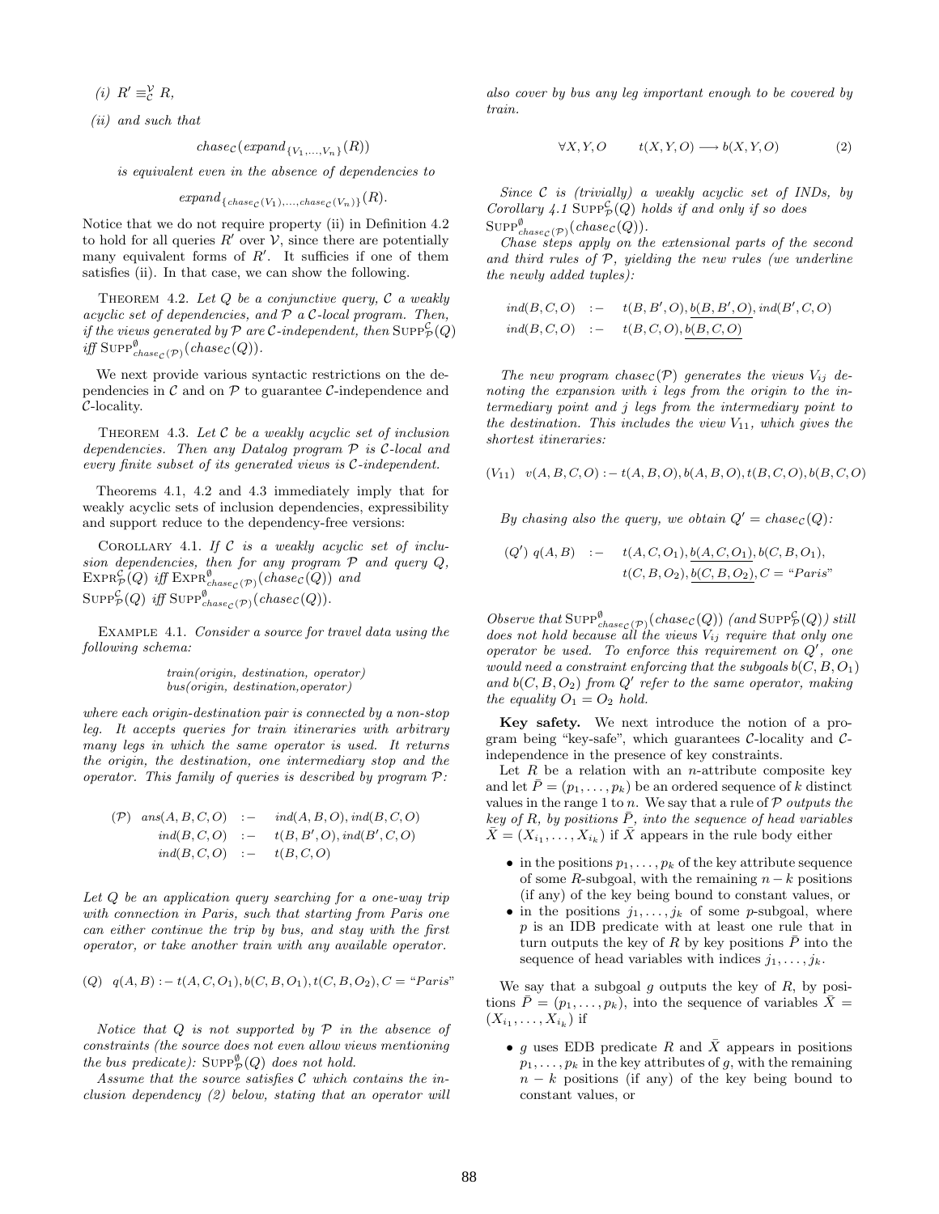*(i)* $R' \equiv^{\mathcal{V}}_{\mathcal{C}} R$,

*(ii) and such that*

$$chase_{\mathcal{C}}(expand_{\{V_1,\ldots,V_n\}}(R))$$

*is equivalent even in the absence of dependencies to*

$$expand_{\{chase_{\mathcal{C}}(V_1),\ldots,chase_{\mathcal{C}}(V_n)\}}(R).$$

Notice that we do not require property (ii) in Definition 4.2 to hold for all queries $R'$ over $\mathcal{V}$, since there are potentially many equivalent forms of $R'$. It suffices if one of them satisfies (ii). In that case, we can show the following.

THEOREM 4.2. *Let $Q$ be a conjunctive query, $\mathcal{C}$ a weakly acyclic set of dependencies, and $\mathcal{P}$ a $\mathcal{C}$-local program. Then, if the views generated by $\mathcal{P}$ are $\mathcal{C}$-independent, then $\text{SUPP}^{\mathcal{C}}_{\mathcal{P}}(Q)$ iff $\text{SUPP}^{\emptyset}_{chase_{\mathcal{C}}(\mathcal{P})}(chase_{\mathcal{C}}(Q))$.*

We next provide various syntactic restrictions on the dependencies in $\mathcal{C}$ and on $\mathcal{P}$ to guarantee $\mathcal{C}$-independence and $\mathcal{C}$-locality.

THEOREM 4.3. *Let $\mathcal{C}$ be a weakly acyclic set of inclusion dependencies. Then any Datalog program $\mathcal{P}$ is $\mathcal{C}$-local and every finite subset of its generated views is $\mathcal{C}$-independent.*

Theorems 4.1, 4.2 and 4.3 immediately imply that for weakly acyclic sets of inclusion dependencies, expressibility and support reduce to the dependency-free versions:

COROLLARY 4.1. *If $\mathcal{C}$ is a weakly acyclic set of inclusion dependencies, then for any program $\mathcal{P}$ and query $Q$, $\text{EXPR}^{\mathcal{C}}_{\mathcal{P}}(Q)$ iff $\text{EXPR}^{\emptyset}_{chase_{\mathcal{C}}(\mathcal{P})}(chase_{\mathcal{C}}(Q))$ and $\text{SUPP}^{\mathcal{C}}_{\mathcal{P}}(Q)$ iff $\text{SUPP}^{\emptyset}_{chase_{\mathcal{C}}(\mathcal{P})}(chase_{\mathcal{C}}(Q))$.*

EXAMPLE 4.1. *Consider a source for travel data using the following schema:*

*train(origin, destination, operator)*
*bus(origin, destination,operator)*

*where each origin-destination pair is connected by a non-stop leg. It accepts queries for train itineraries with arbitrary many legs in which the same operator is used. It returns the origin, the destination, one intermediary stop and the operator. This family of queries is described by program $\mathcal{P}$:*

$$
\begin{array}{llll}
(\mathcal{P}) & ans(A,B,C,O) & :- & ind(A,B,O), ind(B,C,O) \\
 & ind(B,C,O) & :- & t(B,B',O), ind(B',C,O) \\
 & ind(B,C,O) & :- & t(B,C,O)
\end{array}
$$

*Let $Q$ be an application query searching for a one-way trip with connection in Paris, such that starting from Paris one can either continue the trip by bus, and stay with the first operator, or take another train with any available operator.*

$$(Q) \quad q(A,B) :- t(A,C,O_1), b(C,B,O_1), t(C,B,O_2), C = \text{"Paris"}$$

*Notice that $Q$ is not supported by $\mathcal{P}$ in the absence of constraints (the source does not even allow views mentioning the bus predicate): $\text{SUPP}^{\emptyset}_{\mathcal{P}}(Q)$ does not hold.*

*Assume that the source satisfies $\mathcal{C}$ which contains the inclusion dependency (2) below, stating that an operator will also cover by bus any leg important enough to be covered by train.*

$$\forall X,Y,O \qquad t(X,Y,O) \longrightarrow b(X,Y,O) \tag{2}$$

*Since $\mathcal{C}$ is (trivially) a weakly acyclic set of INDs, by Corollary 4.1 $\text{SUPP}^{\mathcal{C}}_{\mathcal{P}}(Q)$ holds if and only if so does $\text{SUPP}^{\emptyset}_{chase_{\mathcal{C}}(\mathcal{P})}(chase_{\mathcal{C}}(Q))$.*

*Chase steps apply on the extensional parts of the second and third rules of $\mathcal{P}$, yielding the new rules (we underline the newly added tuples):*

$$
\begin{array}{lll}
ind(B,C,O) & :- & t(B,B',O), \underline{b(B,B',O)}, ind(B',C,O) \\
ind(B,C,O) & :- & t(B,C,O), \underline{b(B,C,O)}
\end{array}
$$

*The new program $chase_{\mathcal{C}}(\mathcal{P})$ generates the views $V_{ij}$ denoting the expansion with $i$ legs from the origin to the intermediary point and $j$ legs from the intermediary point to the destination. This includes the view $V_{11}$, which gives the shortest itineraries:*

$$(V_{11}) \quad v(A,B,C,O) :- t(A,B,O), b(A,B,O), t(B,C,O), b(B,C,O)$$

*By chasing also the query, we obtain $Q' = chase_{\mathcal{C}}(Q)$:*

$$
\begin{array}{lll}
(Q') \; q(A,B) & :- & t(A,C,O_1), \underline{b(A,C,O_1)}, b(C,B,O_1), \\
 & & t(C,B,O_2), \underline{b(C,B,O_2)}, C = \text{"Paris"}
\end{array}
$$

*Observe that $\text{SUPP}^{\emptyset}_{chase_{\mathcal{C}}(\mathcal{P})}(chase_{\mathcal{C}}(Q))$ (and $\text{SUPP}^{\mathcal{C}}_{\mathcal{P}}(Q)$) still does not hold because all the views $V_{ij}$ require that only one operator be used. To enforce this requirement on $Q'$, one would need a constraint enforcing that the subgoals $b(C,B,O_1)$ and $b(C,B,O_2)$ from $Q'$ refer to the same operator, making the equality $O_1 = O_2$ hold.*

**Key safety.** We next introduce the notion of a program being "key-safe", which guarantees $\mathcal{C}$-locality and $\mathcal{C}$-independence in the presence of key constraints.

Let $R$ be a relation with an $n$-attribute composite key and let $\bar{P} = (p_1,\ldots,p_k)$ be an ordered sequence of $k$ distinct values in the range 1 to $n$. We say that a rule of $\mathcal{P}$ *outputs the key of $R$, by positions $\bar{P}$, into the sequence of head variables* $\bar{X} = (X_{i_1},\ldots,X_{i_k})$ if $\bar{X}$ appears in the rule body either

- in the positions $p_1,\ldots,p_k$ of the key attribute sequence of some $R$-subgoal, with the remaining $n-k$ positions (if any) of the key being bound to constant values, or
- in the positions $j_1,\ldots,j_k$ of some $p$-subgoal, where $p$ is an IDB predicate with at least one rule that in turn outputs the key of $R$ by key positions $\bar{P}$ into the sequence of head variables with indices $j_1,\ldots,j_k$.

We say that a subgoal $g$ outputs the key of $R$, by positions $\bar{P} = (p_1,\ldots,p_k)$, into the sequence of variables $\bar{X} = (X_{i_1},\ldots,X_{i_k})$ if

- $g$ uses EDB predicate $R$ and $\bar{X}$ appears in positions $p_1,\ldots,p_k$ in the key attributes of $g$, with the remaining $n-k$ positions (if any) of the key being bound to constant values, or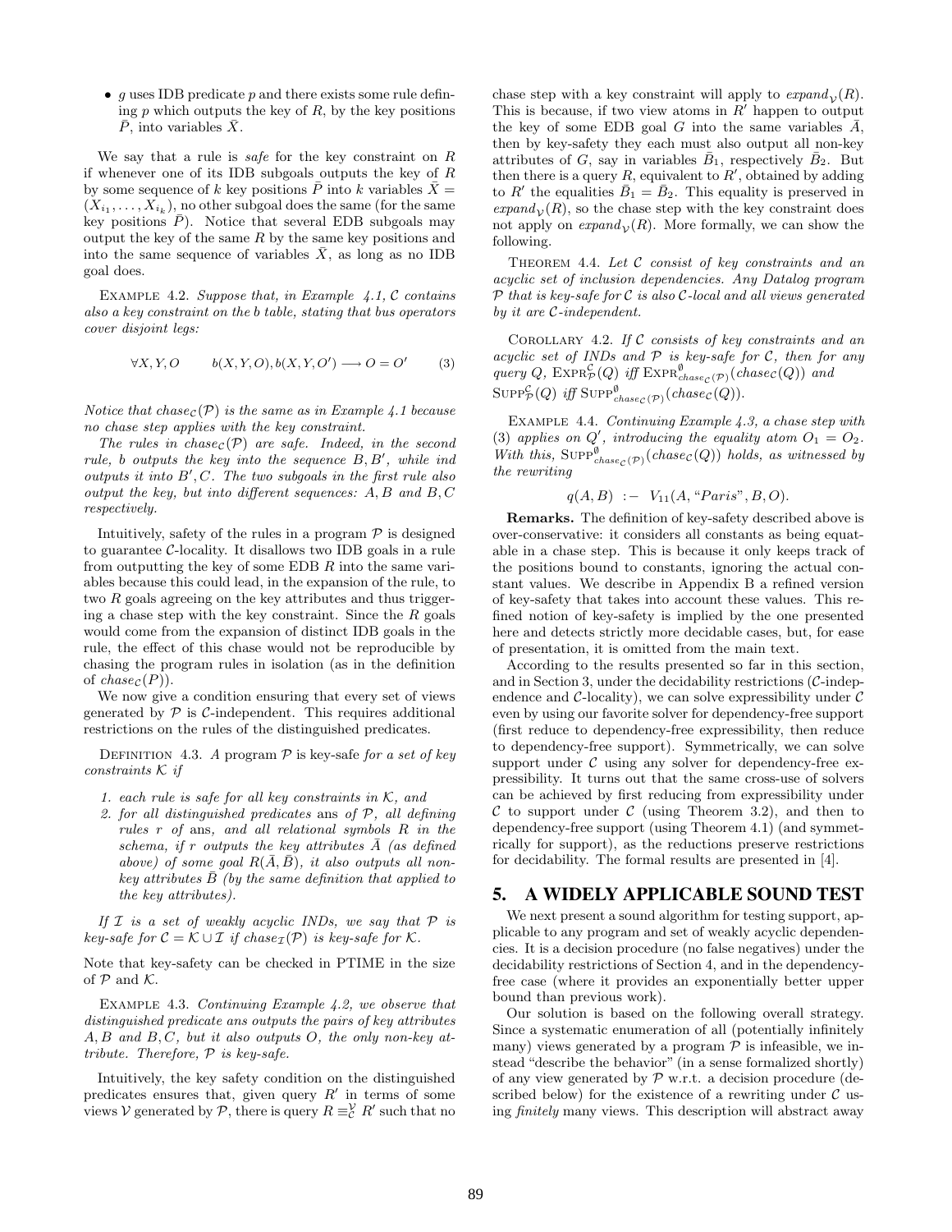- $g$ uses IDB predicate $p$ and there exists some rule defining $p$ which outputs the key of $R$, by the key positions $\bar{P}$, into variables $\bar{X}$.

We say that a rule is *safe* for the key constraint on $R$ if whenever one of its IDB subgoals outputs the key of $R$ by some sequence of $k$ key positions $\bar{P}$ into $k$ variables $\bar{X} = (X_{i_1}, \ldots, X_{i_k})$, no other subgoal does the same (for the same key positions $\bar{P}$). Notice that several EDB subgoals may output the key of the same $R$ by the same key positions and into the same sequence of variables $\bar{X}$, as long as no IDB goal does.

Example 4.2. *Suppose that, in Example 4.1, $\mathcal{C}$ contains also a key constraint on the b table, stating that bus operators cover disjoint legs:*

$$\forall X, Y, O \qquad b(X, Y, O), b(X, Y, O') \longrightarrow O = O' \tag{3}$$

*Notice that $chase_{\mathcal{C}}(\mathcal{P})$ is the same as in Example 4.1 because no chase step applies with the key constraint.*

*The rules in $chase_{\mathcal{C}}(\mathcal{P})$ are safe. Indeed, in the second rule, b outputs the key into the sequence $B, B'$, while ind outputs it into $B', C$. The two subgoals in the first rule also output the key, but into different sequences: $A, B$ and $B, C$ respectively.*

Intuitively, safety of the rules in a program $\mathcal{P}$ is designed to guarantee $\mathcal{C}$-locality. It disallows two IDB goals in a rule from outputting the key of some EDB $R$ into the same variables because this could lead, in the expansion of the rule, to two $R$ goals agreeing on the key attributes and thus triggering a chase step with the key constraint. Since the $R$ goals would come from the expansion of distinct IDB goals in the rule, the effect of this chase would not be reproducible by chasing the program rules in isolation (as in the definition of $chase_{\mathcal{C}}(P)$).

We now give a condition ensuring that every set of views generated by $\mathcal{P}$ is $\mathcal{C}$-independent. This requires additional restrictions on the rules of the distinguished predicates.

Definition 4.3. *A program $\mathcal{P}$ is* key-safe *for a set of key constraints $\mathcal{K}$ if*

1. *each rule is safe for all key constraints in $\mathcal{K}$, and*
2. *for all distinguished predicates* ans *of $\mathcal{P}$, all defining rules $r$ of* ans*, and all relational symbols $R$ in the schema, if $r$ outputs the key attributes $\bar{A}$ (as defined above) of some goal $R(\bar{A}, \bar{B})$, it also outputs all non-key attributes $\bar{B}$ (by the same definition that applied to the key attributes).*

*If $\mathcal{I}$ is a set of weakly acyclic INDs, we say that $\mathcal{P}$ is key-safe for $\mathcal{C} = \mathcal{K} \cup \mathcal{I}$ if $chase_{\mathcal{I}}(\mathcal{P})$ is key-safe for $\mathcal{K}$.*

Note that key-safety can be checked in PTIME in the size of $\mathcal{P}$ and $\mathcal{K}$.

Example 4.3. *Continuing Example 4.2, we observe that distinguished predicate ans outputs the pairs of key attributes $A, B$ and $B, C$, but it also outputs $O$, the only non-key attribute. Therefore, $\mathcal{P}$ is key-safe.*

Intuitively, the key safety condition on the distinguished predicates ensures that, given query $R'$ in terms of some views $\mathcal{V}$ generated by $\mathcal{P}$, there is query $R \equiv_{\mathcal{C}}^{\mathcal{V}} R'$ such that no chase step with a key constraint will apply to $expand_{\mathcal{V}}(R)$. This is because, if two view atoms in $R'$ happen to output the key of some EDB goal $G$ into the same variables $\bar{A}$, then by key-safety they each must also output all non-key attributes of $G$, say in variables $\bar{B}_1$, respectively $\bar{B}_2$. But then there is a query $R$, equivalent to $R'$, obtained by adding to $R'$ the equalities $\bar{B}_1 = \bar{B}_2$. This equality is preserved in $expand_{\mathcal{V}}(R)$, so the chase step with the key constraint does not apply on $expand_{\mathcal{V}}(R)$. More formally, we can show the following.

Theorem 4.4. *Let $\mathcal{C}$ consist of key constraints and an acyclic set of inclusion dependencies. Any Datalog program $\mathcal{P}$ that is key-safe for $\mathcal{C}$ is also $\mathcal{C}$-local and all views generated by it are $\mathcal{C}$-independent.*

Corollary 4.2. *If $\mathcal{C}$ consists of key constraints and an acyclic set of INDs and $\mathcal{P}$ is key-safe for $\mathcal{C}$, then for any query $Q$, $\text{Expr}_{\mathcal{P}}^{\mathcal{C}}(Q)$ iff $\text{Expr}_{chase_{\mathcal{C}}(\mathcal{P})}^{\emptyset}(chase_{\mathcal{C}}(Q))$ and $\text{Supp}_{\mathcal{P}}^{\mathcal{C}}(Q)$ iff $\text{Supp}_{chase_{\mathcal{C}}(\mathcal{P})}^{\emptyset}(chase_{\mathcal{C}}(Q))$.*

Example 4.4. *Continuing Example 4.3, a chase step with (3) applies on $Q'$, introducing the equality atom $O_1 = O_2$. With this, $\text{Supp}_{chase_{\mathcal{C}}(\mathcal{P})}^{\emptyset}(chase_{\mathcal{C}}(Q))$ holds, as witnessed by the rewriting*

$$q(A, B) \ :- \ V_{11}(A, \text{“}Paris\text{”}, B, O).$$

**Remarks.** The definition of key-safety described above is over-conservative: it considers all constants as being equatable in a chase step. This is because it only keeps track of the positions bound to constants, ignoring the actual constant values. We describe in Appendix B a refined version of key-safety that takes into account these values. This refined notion of key-safety is implied by the one presented here and detects strictly more decidable cases, but, for ease of presentation, it is omitted from the main text.

According to the results presented so far in this section, and in Section 3, under the decidability restrictions ($\mathcal{C}$-independence and $\mathcal{C}$-locality), we can solve expressibility under $\mathcal{C}$ even by using our favorite solver for dependency-free support (first reduce to dependency-free expressibility, then reduce to dependency-free support). Symmetrically, we can solve support under $\mathcal{C}$ using any solver for dependency-free expressibility. It turns out that the same cross-use of solvers can be achieved by first reducing from expressibility under $\mathcal{C}$ to support under $\mathcal{C}$ (using Theorem 3.2), and then to dependency-free support (using Theorem 4.1) (and symmetrically for support), as the reductions preserve restrictions for decidability. The formal results are presented in [4].

## 5. A WIDELY APPLICABLE SOUND TEST

We next present a sound algorithm for testing support, applicable to any program and set of weakly acyclic dependencies. It is a decision procedure (no false negatives) under the decidability restrictions of Section 4, and in the dependency-free case (where it provides an exponentially better upper bound than previous work).

Our solution is based on the following overall strategy. Since a systematic enumeration of all (potentially infinitely many) views generated by a program $\mathcal{P}$ is infeasible, we instead "describe the behavior" (in a sense formalized shortly) of any view generated by $\mathcal{P}$ w.r.t. a decision procedure (described below) for the existence of a rewriting under $\mathcal{C}$ using *finitely* many views. This description will abstract away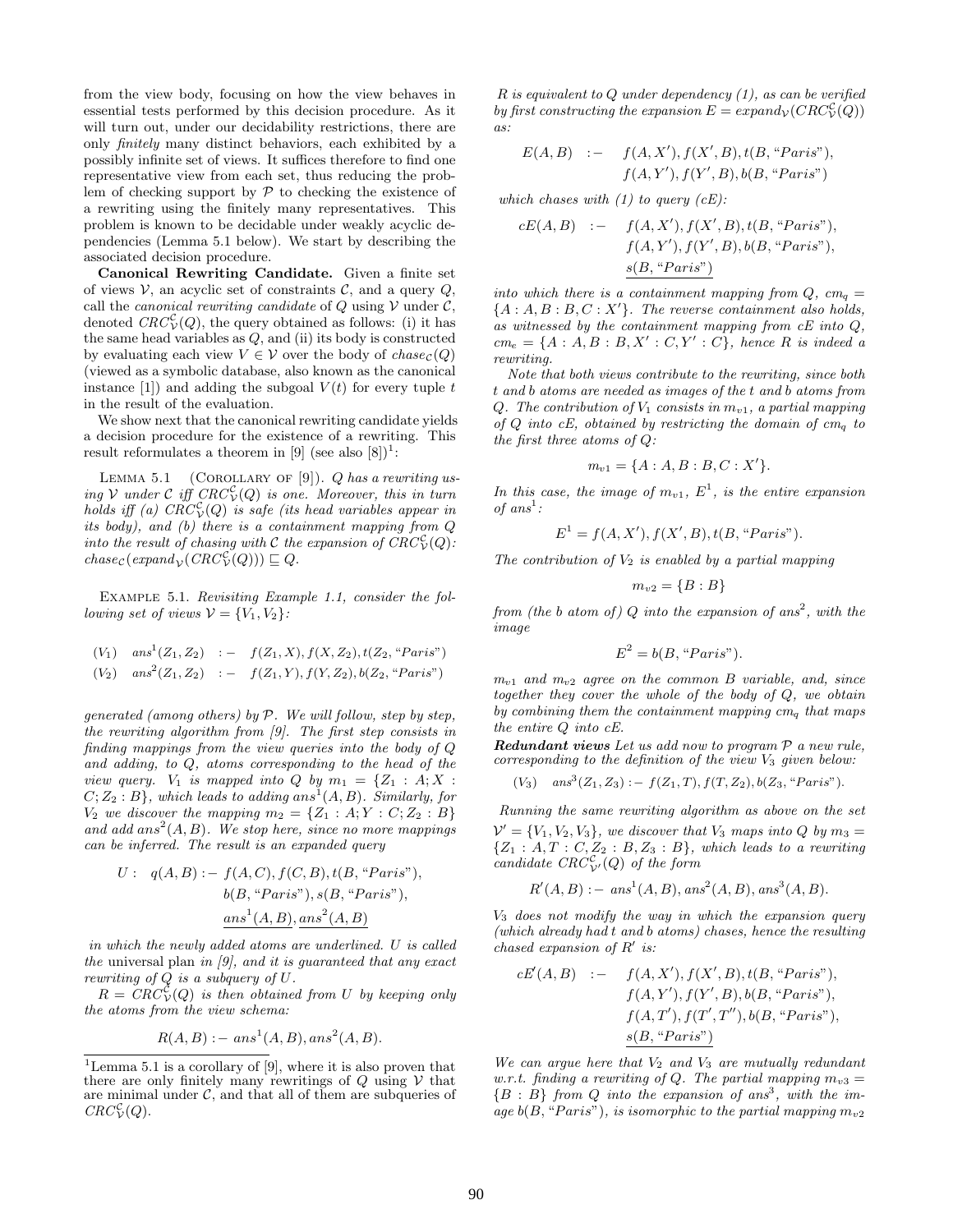from the view body, focusing on how the view behaves in essential tests performed by this decision procedure. As it will turn out, under our decidability restrictions, there are only *finitely* many distinct behaviors, each exhibited by a possibly infinite set of views. It suffices therefore to find one representative view from each set, thus reducing the problem of checking support by $\mathcal{P}$ to checking the existence of a rewriting using the finitely many representatives. This problem is known to be decidable under weakly acyclic dependencies (Lemma 5.1 below). We start by describing the associated decision procedure.

**Canonical Rewriting Candidate.** Given a finite set of views $\mathcal{V}$, an acyclic set of constraints $\mathcal{C}$, and a query $Q$, call the *canonical rewriting candidate* of $Q$ using $\mathcal{V}$ under $\mathcal{C}$, denoted $CRC_{\mathcal{V}}^{\mathcal{C}}(Q)$, the query obtained as follows: (i) it has the same head variables as $Q$, and (ii) its body is constructed by evaluating each view $V \in \mathcal{V}$ over the body of $chase_{\mathcal{C}}(Q)$ (viewed as a symbolic database, also known as the canonical instance [1]) and adding the subgoal $V(t)$ for every tuple $t$ in the result of the evaluation.

We show next that the canonical rewriting candidate yields a decision procedure for the existence of a rewriting. This result reformulates a theorem in [9] (see also [8])[1]:

Lemma 5.1 (Corollary of [9]). *$Q$ has a rewriting using $\mathcal{V}$ under $\mathcal{C}$ iff $CRC_{\mathcal{V}}^{\mathcal{C}}(Q)$ is one. Moreover, this in turn holds iff (a) $CRC_{\mathcal{V}}^{\mathcal{C}}(Q)$ is safe (its head variables appear in its body), and (b) there is a containment mapping from $Q$ into the result of chasing with $\mathcal{C}$ the expansion of $CRC_{\mathcal{V}}^{\mathcal{C}}(Q)$: $chase_{\mathcal{C}}(expand_{\mathcal{V}}(CRC_{\mathcal{V}}^{\mathcal{C}}(Q))) \sqsubseteq Q$.*

Example 5.1. *Revisiting Example 1.1, consider the following set of views $\mathcal{V} = \{V_1, V_2\}$:*

$$(V_1) \quad ans^1(Z_1, Z_2) \;:-\; f(Z_1, X), f(X, Z_2), t(Z_2, \text{“}Paris\text{”})$$

$$(V_2) \quad ans^2(Z_1, Z_2) \;:-\; f(Z_1, Y), f(Y, Z_2), b(Z_2, \text{“}Paris\text{”})$$

*generated (among others) by $\mathcal{P}$. We will follow, step by step, the rewriting algorithm from [9]. The first step consists in finding mappings from the view queries into the body of $Q$ and adding, to $Q$, atoms corresponding to the head of the view query. $V_1$ is mapped into $Q$ by $m_1 = \{Z_1 : A; X : C; Z_2 : B\}$, which leads to adding $ans^1(A, B)$. Similarly, for $V_2$ we discover the mapping $m_2 = \{Z_1 : A; Y : C; Z_2 : B\}$ and add $ans^2(A, B)$. We stop here, since no more mappings can be inferred. The result is an expanded query*

$$U: \quad q(A, B) :- f(A, C), f(C, B), t(B, \text{“}Paris\text{”}), b(B, \text{“}Paris\text{”}), s(B, \text{“}Paris\text{”}), \underline{ans^1(A, B), ans^2(A, B)}$$

*in which the newly added atoms are underlined. $U$ is called the* universal plan *in [9], and it is guaranteed that any exact rewriting of $Q$ is a subquery of $U$.*

*$R = CRC_{\mathcal{V}}^{\mathcal{C}}(Q)$ is then obtained from $U$ by keeping only the atoms from the view schema:*

$$R(A, B) :- ans^1(A, B), ans^2(A, B).$$

*$R$ is equivalent to $Q$ under dependency (1), as can be verified by first constructing the expansion $E = expand_{\mathcal{V}}(CRC_{\mathcal{V}}^{\mathcal{C}}(Q))$ as:*

$$E(A, B) \;:-\; f(A, X'), f(X', B), t(B, \text{“}Paris\text{”}), f(A, Y'), f(Y', B), b(B, \text{“}Paris\text{”})$$

*which chases with (1) to query (cE):*

$$cE(A, B) \;:-\; f(A, X'), f(X', B), t(B, \text{“}Paris\text{”}), f(A, Y'), f(Y', B), b(B, \text{“}Paris\text{”}), \underline{s(B, \text{“}Paris\text{”})}$$

*into which there is a containment mapping from $Q$, $cm_q = \{A : A, B : B, C : X'\}$. The reverse containment also holds, as witnessed by the containment mapping from cE into $Q$, $cm_e = \{A : A, B : B, X' : C, Y' : C\}$, hence $R$ is indeed a rewriting.*

*Note that both views contribute to the rewriting, since both $t$ and $b$ atoms are needed as images of the $t$ and $b$ atoms from $Q$. The contribution of $V_1$ consists in $m_{v1}$, a partial mapping of $Q$ into cE, obtained by restricting the domain of $cm_q$ to the first three atoms of $Q$:*

$$m_{v1} = \{A : A, B : B, C : X'\}.$$

*In this case, the image of $m_{v1}$, $E^1$, is the entire expansion of $ans^1$:*

$$E^1 = f(A, X'), f(X', B), t(B, \text{“}Paris\text{”}).$$

*The contribution of $V_2$ is enabled by a partial mapping*

$$m_{v2} = \{B : B\}$$

*from (the b atom of) $Q$ into the expansion of $ans^2$, with the image*

$$E^2 = b(B, \text{“}Paris\text{”}).$$

*$m_{v1}$ and $m_{v2}$ agree on the common $B$ variable, and, since together they cover the whole of the body of $Q$, we obtain by combining them the containment mapping $cm_q$ that maps the entire $Q$ into cE.*

***Redundant views*** *Let us add now to program $\mathcal{P}$ a new rule, corresponding to the definition of the view $V_3$ given below:*

$$(V_3) \quad ans^3(Z_1, Z_3) :- f(Z_1, T), f(T, Z_2), b(Z_3, \text{“}Paris\text{”}).$$

*Running the same rewriting algorithm as above on the set $\mathcal{V}' = \{V_1, V_2, V_3\}$, we discover that $V_3$ maps into $Q$ by $m_3 = \{Z_1 : A, T : C, Z_2 : B, Z_3 : B\}$, which leads to a rewriting candidate $CRC_{\mathcal{V}'}^{\mathcal{C}}(Q)$ of the form*

$$R'(A, B) :- ans^1(A, B), ans^2(A, B), ans^3(A, B).$$

*$V_3$ does not modify the way in which the expansion query (which already had $t$ and $b$ atoms) chases, hence the resulting chased expansion of $R'$ is:*

$$cE'(A, B) \;:-\; f(A, X'), f(X', B), t(B, \text{“}Paris\text{”}), f(A, Y'), f(Y', B), b(B, \text{“}Paris\text{”}), f(A, T'), f(T', T''), b(B, \text{“}Paris\text{”}), \underline{s(B, \text{“}Paris\text{”})}$$

*We can argue here that $V_2$ and $V_3$ are mutually redundant w.r.t. finding a rewriting of $Q$. The partial mapping $m_{v3} = \{B : B\}$ from $Q$ into the expansion of $ans^3$, with the image $b(B, \text{“}Paris\text{”})$, is isomorphic to the partial mapping $m_{v2}$*

---

[1] Lemma 5.1 is a corollary of [9], where it is also proven that there are only finitely many rewritings of $Q$ using $\mathcal{V}$ that are minimal under $\mathcal{C}$, and that all of them are subqueries of $CRC_{\mathcal{V}}^{\mathcal{C}}(Q)$.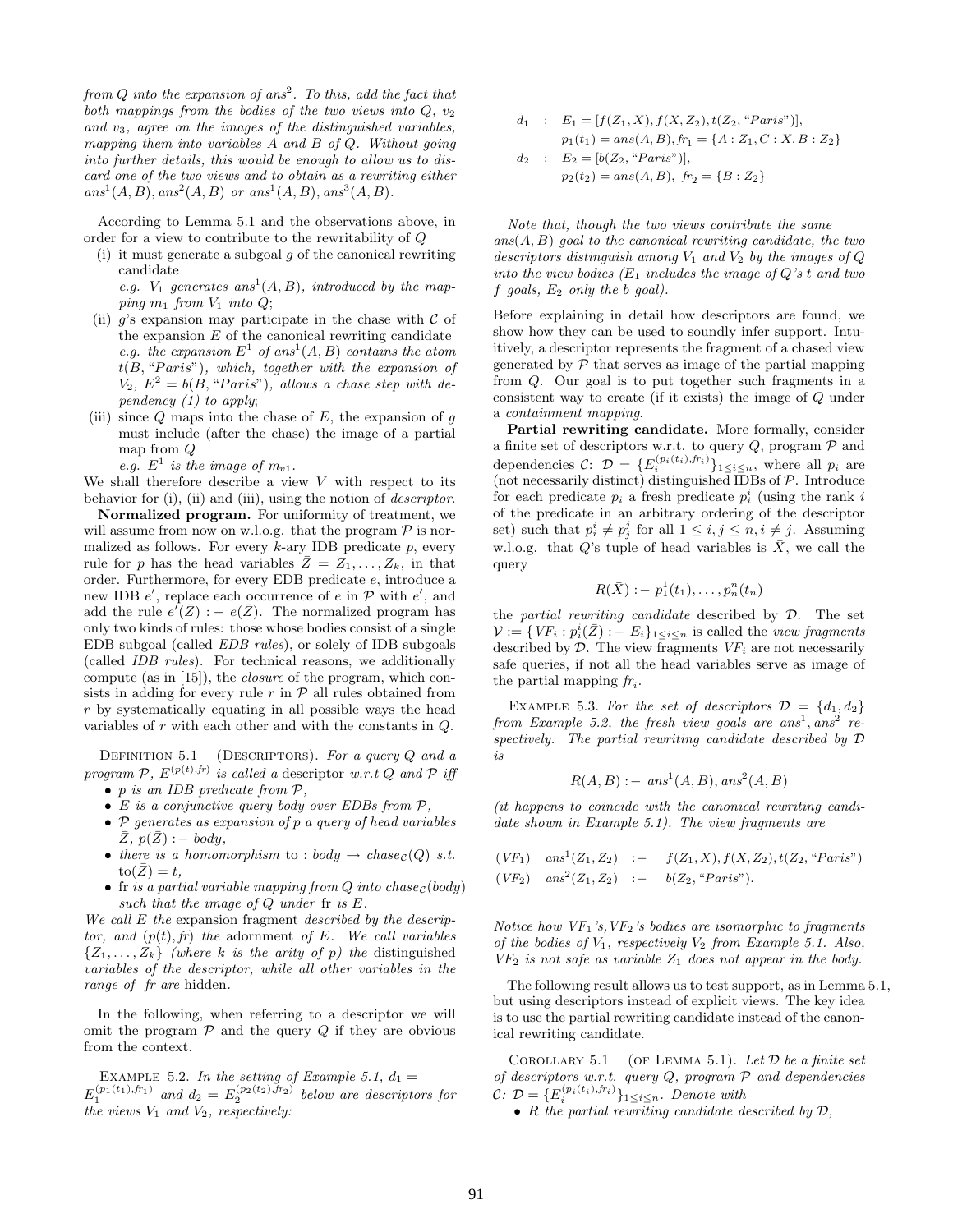*from $Q$ into the expansion of $ans^2$. To this, add the fact that both mappings from the bodies of the two views into $Q$, $v_2$ and $v_3$, agree on the images of the distinguished variables, mapping them into variables $A$ and $B$ of $Q$. Without going into further details, this would be enough to allow us to discard one of the two views and to obtain as a rewriting either $ans^1(A,B), ans^2(A,B)$ or $ans^1(A,B), ans^3(A,B)$.*

According to Lemma 5.1 and the observations above, in order for a view to contribute to the rewritability of $Q$

- (i) it must generate a subgoal $g$ of the canonical rewriting candidate
  *e.g. $V_1$ generates $ans^1(A,B)$, introduced by the mapping $m_1$ from $V_1$ into $Q$;*
- (ii) $g$'s expansion may participate in the chase with $\mathcal{C}$ of the expansion $E$ of the canonical rewriting candidate
  *e.g. the expansion $E^1$ of $ans^1(A,B)$ contains the atom $t(B, \text{"}Paris\text{"})$, which, together with the expansion of $V_2$, $E^2 = b(B, \text{"}Paris\text{"})$, allows a chase step with dependency (1) to apply;*
- (iii) since $Q$ maps into the chase of $E$, the expansion of $g$ must include (after the chase) the image of a partial map from $Q$
  *e.g. $E^1$ is the image of $m_{v1}$.*

We shall therefore describe a view $V$ with respect to its behavior for (i), (ii) and (iii), using the notion of *descriptor*.

**Normalized program.** For uniformity of treatment, we will assume from now on w.l.o.g. that the program $\mathcal{P}$ is normalized as follows. For every $k$-ary IDB predicate $p$, every rule for $p$ has the head variables $\bar{Z} = Z_1, \ldots, Z_k$, in that order. Furthermore, for every EDB predicate $e$, introduce a new IDB $e'$, replace each occurrence of $e$ in $\mathcal{P}$ with $e'$, and add the rule $e'(\bar{Z}) :- e(\bar{Z})$. The normalized program has only two kinds of rules: those whose bodies consist of a single EDB subgoal (called *EDB rules*), or solely of IDB subgoals (called *IDB rules*). For technical reasons, we additionally compute (as in [15]), the *closure* of the program, which consists in adding for every rule $r$ in $\mathcal{P}$ all rules obtained from $r$ by systematically equating in all possible ways the head variables of $r$ with each other and with the constants in $Q$.

Definition 5.1 (Descriptors). *For a query $Q$ and a program $\mathcal{P}$, $E^{(p(t),fr)}$ is called a* descriptor *w.r.t $Q$ and $\mathcal{P}$ iff*

- *$p$ is an IDB predicate from $\mathcal{P}$,*
- *$E$ is a conjunctive query body over EDBs from $\mathcal{P}$,*
- *$\mathcal{P}$ generates as expansion of $p$ a query of head variables $\bar{Z}$, $p(\bar{Z}) :- body$,*
- *there is a homomorphism to : $body \rightarrow chase_{\mathcal{C}}(Q)$ s.t. $\text{to}(\bar{Z}) = t$,*
- *fr is a partial variable mapping from $Q$ into $chase_{\mathcal{C}}(body)$ such that the image of $Q$ under fr is $E$.*

*We call $E$ the* expansion fragment *described by the descriptor, and $(p(t), fr)$ the* adornment *of $E$. We call variables $\{Z_1, \ldots, Z_k\}$ (where $k$ is the arity of $p$) the* distinguished variables *of the descriptor, while all other variables in the range of fr are* hidden.

In the following, when referring to a descriptor we will omit the program $\mathcal{P}$ and the query $Q$ if they are obvious from the context.

Example 5.2. *In the setting of Example 5.1, $d_1 = E_1^{(p_1(t_1),fr_1)}$ and $d_2 = E_2^{(p_2(t_2),fr_2)}$ below are descriptors for the views $V_1$ and $V_2$, respectively:*

$$
\begin{aligned}
d_1 \;\; : \;\; & E_1 = [f(Z_1, X), f(X, Z_2), t(Z_2, \text{"}Paris\text{"})], \\
& p_1(t_1) = ans(A, B), fr_1 = \{A : Z_1, C : X, B : Z_2\} \\
d_2 \;\; : \;\; & E_2 = [b(Z_2, \text{"}Paris\text{"})], \\
& p_2(t_2) = ans(A, B), \; fr_2 = \{B : Z_2\}
\end{aligned}
$$

*Note that, though the two views contribute the same $ans(A,B)$ goal to the canonical rewriting candidate, the two descriptors distinguish among $V_1$ and $V_2$ by the images of $Q$ into the view bodies ($E_1$ includes the image of $Q$'s $t$ and two $f$ goals, $E_2$ only the $b$ goal).*

Before explaining in detail how descriptors are found, we show how they can be used to soundly infer support. Intuitively, a descriptor represents the fragment of a chased view generated by $\mathcal{P}$ that serves as image of the partial mapping from $Q$. Our goal is to put together such fragments in a consistent way to create (if it exists) the image of $Q$ under a *containment mapping*.

**Partial rewriting candidate.** More formally, consider a finite set of descriptors w.r.t. to query $Q$, program $\mathcal{P}$ and dependencies $\mathcal{C}$: $\mathcal{D} = \{E_i^{(p_i(t_i),fr_i)}\}_{1 \le i \le n}$, where all $p_i$ are (not necessarily distinct) distinguished IDBs of $\mathcal{P}$. Introduce for each predicate $p_i$ a fresh predicate $p_i^i$ (using the rank $i$ of the predicate in an arbitrary ordering of the descriptor set) such that $p_i^i \neq p_j^j$ for all $1 \le i, j \le n, i \neq j$. Assuming w.l.o.g. that $Q$'s tuple of head variables is $\bar{X}$, we call the query

$$
R(\bar{X}) :- p_1^1(t_1), \ldots, p_n^n(t_n)
$$

the *partial rewriting candidate* described by $\mathcal{D}$. The set $\mathcal{V} := \{VF_i : p_i^i(\bar{Z}) :- E_i\}_{1 \le i \le n}$ is called the *view fragments* described by $\mathcal{D}$. The view fragments $VF_i$ are not necessarily safe queries, if not all the head variables serve as image of the partial mapping $fr_i$.

Example 5.3. *For the set of descriptors $\mathcal{D} = \{d_1, d_2\}$ from Example 5.2, the fresh view goals are $ans^1, ans^2$ respectively. The partial rewriting candidate described by $\mathcal{D}$ is*

$$
R(A, B) :- \; ans^1(A, B), ans^2(A, B)
$$

*(it happens to coincide with the canonical rewriting candidate shown in Example 5.1). The view fragments are*

$$
\begin{aligned}
(VF_1) \quad & ans^1(Z_1, Z_2) \quad :- \quad f(Z_1, X), f(X, Z_2), t(Z_2, \text{"}Paris\text{"}) \\
(VF_2) \quad & ans^2(Z_1, Z_2) \quad :- \quad b(Z_2, \text{"}Paris\text{"}).
\end{aligned}
$$

*Notice how $VF_1$'s, $VF_2$'s bodies are isomorphic to fragments of the bodies of $V_1$, respectively $V_2$ from Example 5.1. Also, $VF_2$ is not safe as variable $Z_1$ does not appear in the body.*

The following result allows us to test support, as in Lemma 5.1, but using descriptors instead of explicit views. The key idea is to use the partial rewriting candidate instead of the canonical rewriting candidate.

Corollary 5.1 (of Lemma 5.1). *Let $\mathcal{D}$ be a finite set of descriptors w.r.t. query $Q$, program $\mathcal{P}$ and dependencies $\mathcal{C}$: $\mathcal{D} = \{E_i^{(p_i(t_i),fr_i)}\}_{1 \le i \le n}$. Denote with*

- *$R$ the partial rewriting candidate described by $\mathcal{D}$,*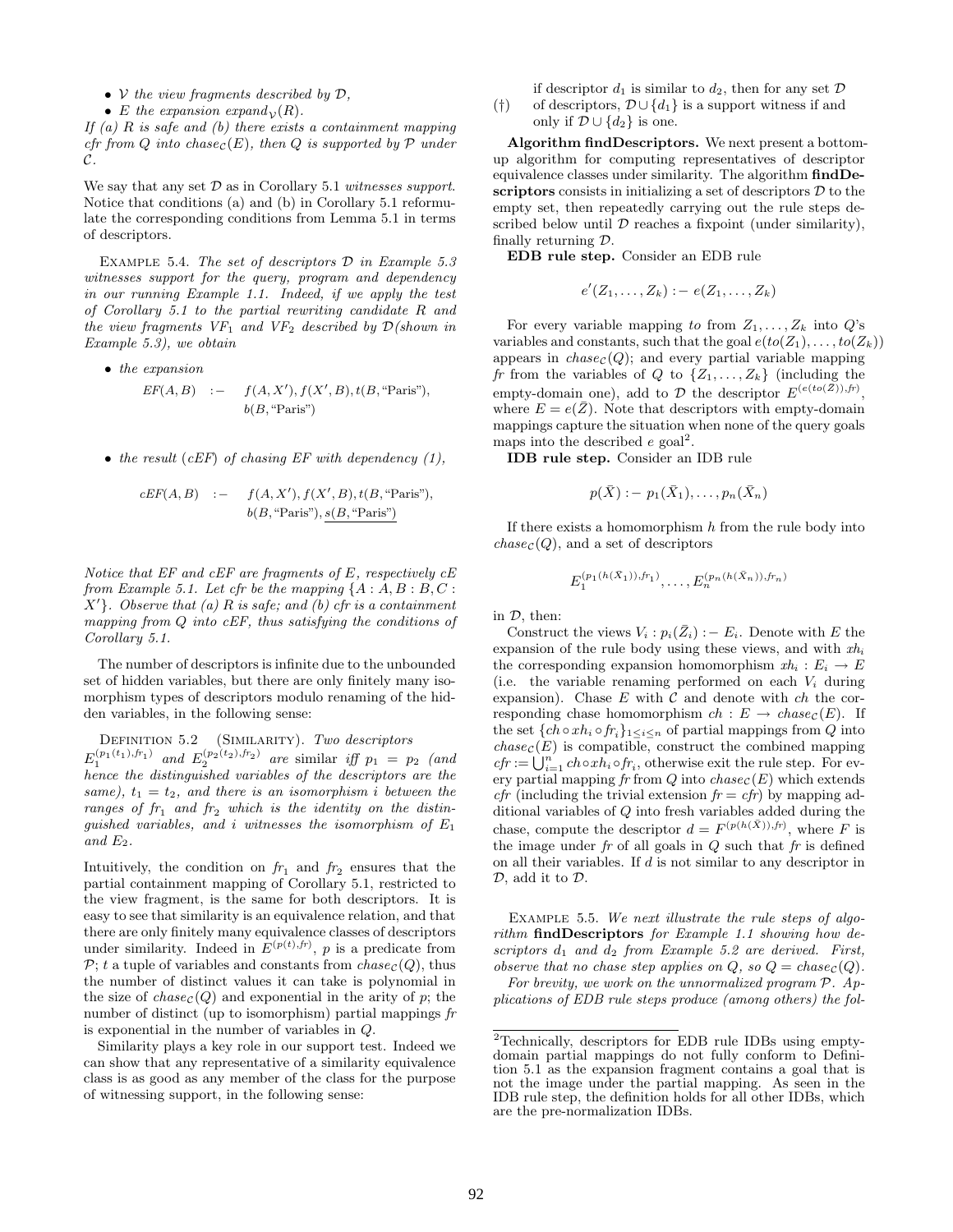- $\mathcal{V}$ *the view fragments described by* $\mathcal{D}$,
- $E$ *the expansion* $expand_{\mathcal{V}}(R)$.

*If (a) R is safe and (b) there exists a containment mapping cfr from Q into* $chase_{\mathcal{C}}(E)$*, then Q is supported by* $\mathcal{P}$ *under* $\mathcal{C}$.

We say that any set $\mathcal{D}$ as in Corollary 5.1 *witnesses support*. Notice that conditions (a) and (b) in Corollary 5.1 reformulate the corresponding conditions from Lemma 5.1 in terms of descriptors.

Example 5.4. *The set of descriptors* $\mathcal{D}$ *in Example 5.3 witnesses support for the query, program and dependency in our running Example 1.1. Indeed, if we apply the test of Corollary 5.1 to the partial rewriting candidate R and the view fragments* $VF_1$ *and* $VF_2$ *described by* $\mathcal{D}$*(shown in Example 5.3), we obtain*

- *the expansion*

$$EF(A,B) \;:-\; f(A,X'), f(X',B), t(B,\text{“Paris”}), b(B,\text{“Paris”})$$

- *the result (cEF) of chasing EF with dependency (1),*

$$cEF(A,B) \;:-\; f(A,X'), f(X',B), t(B,\text{“Paris”}), b(B,\text{“Paris”}), \underline{s(B,\text{“Paris”})}$$

*Notice that EF and cEF are fragments of E, respectively cE from Example 5.1. Let cfr be the mapping* $\{A : A, B : B, C : X'\}$. *Observe that (a) R is safe; and (b) cfr is a containment mapping from Q into cEF, thus satisfying the conditions of Corollary 5.1.*

The number of descriptors is infinite due to the unbounded set of hidden variables, but there are only finitely many isomorphism types of descriptors modulo renaming of the hidden variables, in the following sense:

Definition 5.2 (Similarity). *Two descriptors* $E_1^{(p_1(t_1),fr_1)}$ *and* $E_2^{(p_2(t_2),fr_2)}$ *are* similar *iff* $p_1 = p_2$ *(and hence the distinguished variables of the descriptors are the same),* $t_1 = t_2$*, and there is an isomorphism i between the ranges of* $fr_1$ *and* $fr_2$ *which is the identity on the distinguished variables, and i witnesses the isomorphism of* $E_1$ *and* $E_2$.

Intuitively, the condition on $fr_1$ and $fr_2$ ensures that the partial containment mapping of Corollary 5.1, restricted to the view fragment, is the same for both descriptors. It is easy to see that similarity is an equivalence relation, and that there are only finitely many equivalence classes of descriptors under similarity. Indeed in $E^{(p(t),fr)}$, $p$ is a predicate from $\mathcal{P}$; $t$ a tuple of variables and constants from $chase_{\mathcal{C}}(Q)$, thus the number of distinct values it can take is polynomial in the size of $chase_{\mathcal{C}}(Q)$ and exponential in the arity of $p$; the number of distinct (up to isomorphism) partial mappings $fr$ is exponential in the number of variables in $Q$.

Similarity plays a key role in our support test. Indeed we can show that any representative of a similarity equivalence class is as good as any member of the class for the purpose of witnessing support, in the following sense:

(†) if descriptor $d_1$ is similar to $d_2$, then for any set $\mathcal{D}$ of descriptors, $\mathcal{D} \cup \{d_1\}$ is a support witness if and only if $\mathcal{D} \cup \{d_2\}$ is one.

**Algorithm findDescriptors.** We next present a bottom-up algorithm for computing representatives of descriptor equivalence classes under similarity. The algorithm **findDescriptors** consists in initializing a set of descriptors $\mathcal{D}$ to the empty set, then repeatedly carrying out the rule steps described below until $\mathcal{D}$ reaches a fixpoint (under similarity), finally returning $\mathcal{D}$.

**EDB rule step.** Consider an EDB rule

$$e'(Z_1,\ldots,Z_k) \;:-\; e(Z_1,\ldots,Z_k)$$

For every variable mapping $to$ from $Z_1,\ldots,Z_k$ into $Q$'s variables and constants, such that the goal $e(to(Z_1),\ldots,to(Z_k))$ appears in $chase_{\mathcal{C}}(Q)$; and every partial variable mapping $fr$ from the variables of $Q$ to $\{Z_1,\ldots,Z_k\}$ (including the empty-domain one), add to $\mathcal{D}$ the descriptor $E^{(e(to(\bar{Z})),fr)}$, where $E = e(\bar{Z})$. Note that descriptors with empty-domain mappings capture the situation when none of the query goals maps into the described $e$ goal[2].

**IDB rule step.** Consider an IDB rule

$$p(\bar{X}) \;:-\; p_1(\bar{X}_1),\ldots,p_n(\bar{X}_n)$$

If there exists a homomorphism $h$ from the rule body into $chase_{\mathcal{C}}(Q)$, and a set of descriptors

$$E_1^{(p_1(h(\bar{X}_1)),fr_1)},\ldots,E_n^{(p_n(h(\bar{X}_n)),fr_n)}$$

in $\mathcal{D}$, then:

Construct the views $V_i : p_i(\bar{Z}_i) :- E_i$. Denote with $E$ the expansion of the rule body using these views, and with $xh_i$ the corresponding expansion homomorphism $xh_i : E_i \to E$ (i.e. the variable renaming performed on each $V_i$ during expansion). Chase $E$ with $\mathcal{C}$ and denote with $ch$ the corresponding chase homomorphism $ch : E \to chase_{\mathcal{C}}(E)$. If the set $\{ch \circ xh_i \circ fr_i\}_{1 \le i \le n}$ of partial mappings from $Q$ into $chase_{\mathcal{C}}(E)$ is compatible, construct the combined mapping $cfr := \bigcup_{i=1}^{n} ch \circ xh_i \circ fr_i$, otherwise exit the rule step. For every partial mapping $fr$ from $Q$ into $chase_{\mathcal{C}}(E)$ which extends $cfr$ (including the trivial extension $fr = cfr$) by mapping additional variables of $Q$ into fresh variables added during the chase, compute the descriptor $d = F^{(p(h(\bar{X})),fr)}$, where $F$ is the image under $fr$ of all goals in $Q$ such that $fr$ is defined on all their variables. If $d$ is not similar to any descriptor in $\mathcal{D}$, add it to $\mathcal{D}$.

Example 5.5. *We next illustrate the rule steps of algorithm* **findDescriptors** *for Example 1.1 showing how descriptors* $d_1$ *and* $d_2$ *from Example 5.2 are derived. First, observe that no chase step applies on Q, so* $Q = chase_{\mathcal{C}}(Q)$.

*For brevity, we work on the unnormalized program* $\mathcal{P}$. *Applications of EDB rule steps produce (among others) the fol-*

[2]Technically, descriptors for EDB rule IDBs using empty-domain partial mappings do not fully conform to Definition 5.1 as the expansion fragment contains a goal that is not the image under the partial mapping. As seen in the IDB rule step, the definition holds for all other IDBs, which are the pre-normalization IDBs.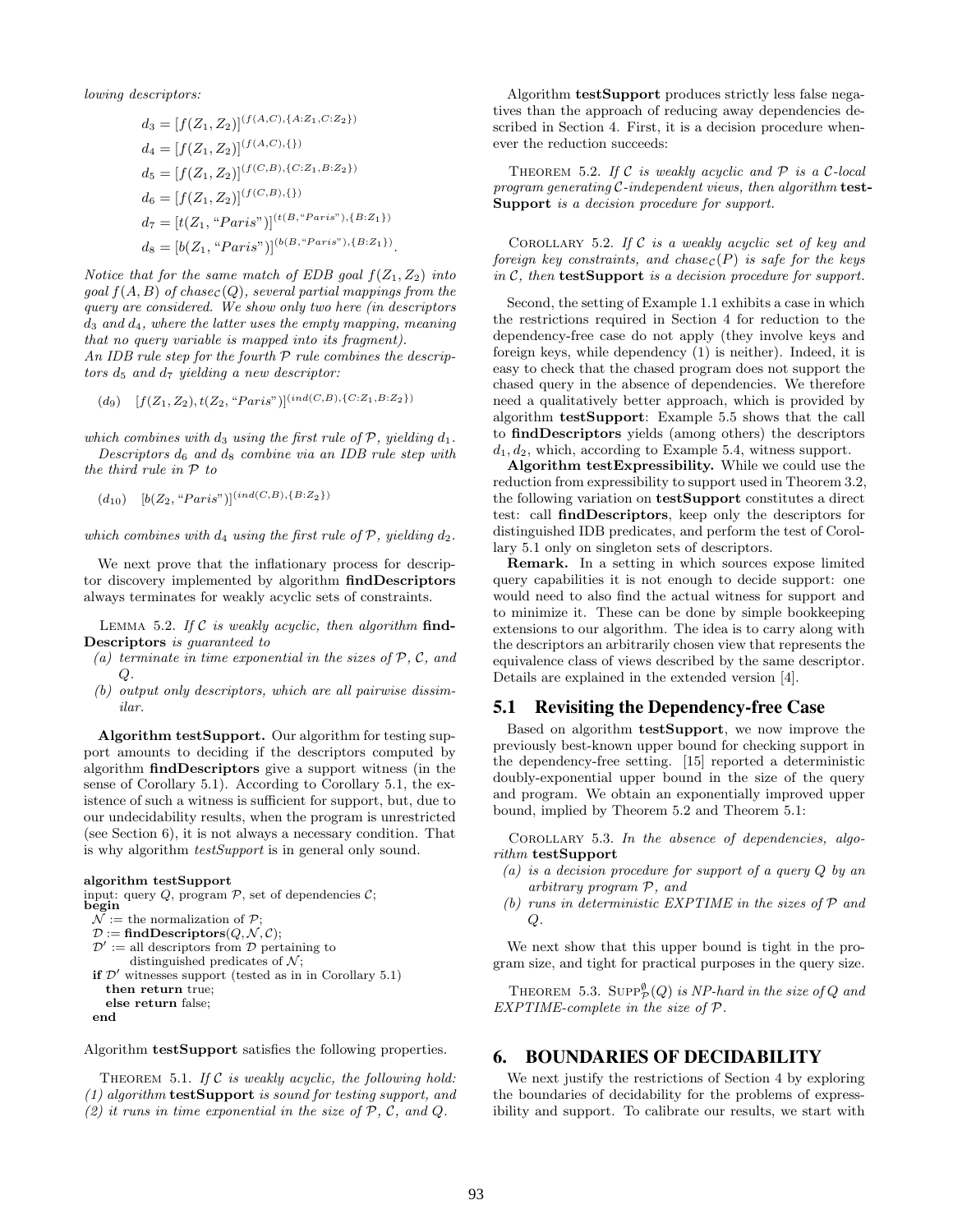*lowing descriptors:*

$$d_3 = [f(Z_1, Z_2)]^{(f(A,C),\{A:Z_1,C:Z_2\})}$$
$$d_4 = [f(Z_1, Z_2)]^{(f(A,C),\{\})}$$
$$d_5 = [f(Z_1, Z_2)]^{(f(C,B),\{C:Z_1,B:Z_2\})}$$
$$d_6 = [f(Z_1, Z_2)]^{(f(C,B),\{\})}$$
$$d_7 = [t(Z_1, \text{“}Paris\text{”})]^{(t(B,\text{“}Paris\text{”}),\{B:Z_1\})}$$
$$d_8 = [b(Z_1, \text{“}Paris\text{”})]^{(b(B,\text{“}Paris\text{”}),\{B:Z_1\})}.$$

*Notice that for the same match of EDB goal $f(Z_1, Z_2)$ into goal $f(A, B)$ of $chase_{\mathcal{C}}(Q)$, several partial mappings from the query are considered. We show only two here (in descriptors $d_3$ and $d_4$, where the latter uses the empty mapping, meaning that no query variable is mapped into its fragment).*
*An IDB rule step for the fourth $\mathcal{P}$ rule combines the descriptors $d_5$ and $d_7$ yielding a new descriptor:*

$$(d_9) \quad [f(Z_1, Z_2), t(Z_2, \text{“}Paris\text{”})]^{(ind(C,B),\{C:Z_1,B:Z_2\})}$$

*which combines with $d_3$ using the first rule of $\mathcal{P}$, yielding $d_1$.*
*Descriptors $d_6$ and $d_8$ combine via an IDB rule step with the third rule in $\mathcal{P}$ to*

$$(d_{10}) \quad [b(Z_2, \text{“}Paris\text{”})]^{(ind(C,B),\{B:Z_2\})}$$

*which combines with $d_4$ using the first rule of $\mathcal{P}$, yielding $d_2$.*

We next prove that the inflationary process for descriptor discovery implemented by algorithm **findDescriptors** always terminates for weakly acyclic sets of constraints.

LEMMA 5.2. *If $\mathcal{C}$ is weakly acyclic, then algorithm* **findDescriptors** *is guaranteed to*
- *(a) terminate in time exponential in the sizes of $\mathcal{P}$, $\mathcal{C}$, and $Q$.*
- *(b) output only descriptors, which are all pairwise dissimilar.*

**Algorithm testSupport.** Our algorithm for testing support amounts to deciding if the descriptors computed by algorithm **findDescriptors** give a support witness (in the sense of Corollary 5.1). According to Corollary 5.1, the existence of such a witness is sufficient for support, but, due to our undecidability results, when the program is unrestricted (see Section 6), it is not always a necessary condition. That is why algorithm *testSupport* is in general only sound.

```
algorithm testSupport
input: query Q, program P, set of dependencies C;
begin
  N := the normalization of P;
  D := findDescriptors(Q, N, C);
  D' := all descriptors from D pertaining to
        distinguished predicates of N;
  if D' witnesses support (tested as in in Corollary 5.1)
     then return true;
     else return false;
end
```

Algorithm **testSupport** satisfies the following properties.

THEOREM 5.1. *If $\mathcal{C}$ is weakly acyclic, the following hold: (1) algorithm* **testSupport** *is sound for testing support, and (2) it runs in time exponential in the size of $\mathcal{P}$, $\mathcal{C}$, and $Q$.*

Algorithm **testSupport** produces strictly less false negatives than the approach of reducing away dependencies described in Section 4. First, it is a decision procedure whenever the reduction succeeds:

THEOREM 5.2. *If $\mathcal{C}$ is weakly acyclic and $\mathcal{P}$ is a $\mathcal{C}$-local program generating $\mathcal{C}$-independent views, then algorithm* **testSupport** *is a decision procedure for support.*

COROLLARY 5.2. *If $\mathcal{C}$ is a weakly acyclic set of key and foreign key constraints, and $chase_{\mathcal{C}}(P)$ is safe for the keys in $\mathcal{C}$, then* **testSupport** *is a decision procedure for support.*

Second, the setting of Example 1.1 exhibits a case in which the restrictions required in Section 4 for reduction to the dependency-free case do not apply (they involve keys and foreign keys, while dependency (1) is neither). Indeed, it is easy to check that the chased program does not support the chased query in the absence of dependencies. We therefore need a qualitatively better approach, which is provided by algorithm **testSupport**: Example 5.5 shows that the call to **findDescriptors** yields (among others) the descriptors $d_1, d_2$, which, according to Example 5.4, witness support.

**Algorithm testExpressibility.** While we could use the reduction from expressibility to support used in Theorem 3.2, the following variation on **testSupport** constitutes a direct test: call **findDescriptors**, keep only the descriptors for distinguished IDB predicates, and perform the test of Corollary 5.1 only on singleton sets of descriptors.

**Remark.** In a setting in which sources expose limited query capabilities it is not enough to decide support: one would need to also find the actual witness for support and to minimize it. These can be done by simple bookkeeping extensions to our algorithm. The idea is to carry along with the descriptors an arbitrarily chosen view that represents the equivalence class of views described by the same descriptor. Details are explained in the extended version [4].

## 5.1 Revisiting the Dependency-free Case

Based on algorithm **testSupport**, we now improve the previously best-known upper bound for checking support in the dependency-free setting. [15] reported a deterministic doubly-exponential upper bound in the size of the query and program. We obtain an exponentially improved upper bound, implied by Theorem 5.2 and Theorem 5.1:

COROLLARY 5.3. *In the absence of dependencies, algorithm* **testSupport**
- *(a) is a decision procedure for support of a query $Q$ by an arbitrary program $\mathcal{P}$, and*
- *(b) runs in deterministic EXPTIME in the sizes of $\mathcal{P}$ and $Q$.*

We next show that this upper bound is tight in the program size, and tight for practical purposes in the query size.

THEOREM 5.3. $\text{SUPP}^{\emptyset}_{\mathcal{P}}(Q)$ *is NP-hard in the size of $Q$ and EXPTIME-complete in the size of $\mathcal{P}$.*

# 6. BOUNDARIES OF DECIDABILITY

We next justify the restrictions of Section 4 by exploring the boundaries of decidability for the problems of expressibility and support. To calibrate our results, we start with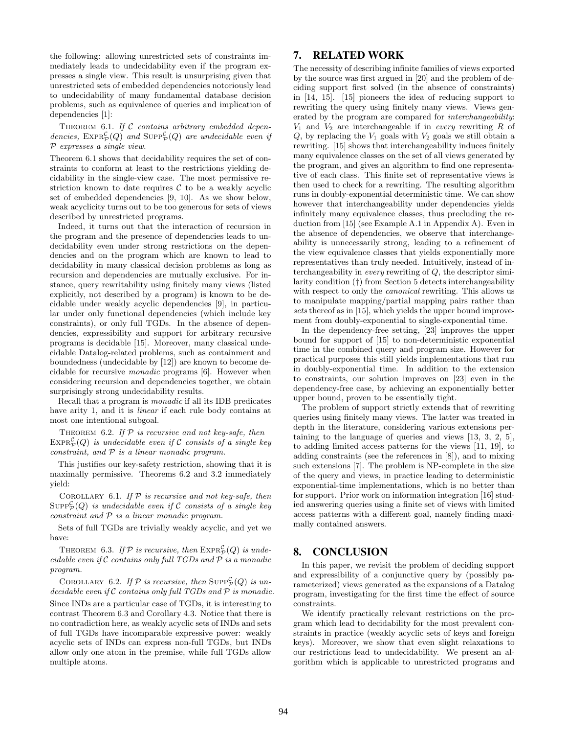the following: allowing unrestricted sets of constraints immediately leads to undecidability even if the program expresses a single view. This result is unsurprising given that unrestricted sets of embedded dependencies notoriously lead to undecidability of many fundamental database decision problems, such as equivalence of queries and implication of dependencies [1]:

THEOREM 6.1. *If $\mathcal{C}$ contains arbitrary embedded dependencies,* $\text{EXPR}_{\mathcal{P}}^{\mathcal{C}}(Q)$ *and* $\text{SUPP}_{\mathcal{P}}^{\mathcal{C}}(Q)$ *are undecidable even if* $\mathcal{P}$ *expresses a single view.*

Theorem 6.1 shows that decidability requires the set of constraints to conform at least to the restrictions yielding decidability in the single-view case. The most permissive restriction known to date requires $\mathcal{C}$ to be a weakly acyclic set of embedded dependencies [9, 10]. As we show below, weak acyclicity turns out to be too generous for sets of views described by unrestricted programs.

Indeed, it turns out that the interaction of recursion in the program and the presence of dependencies leads to undecidability even under strong restrictions on the dependencies and on the program which are known to lead to decidability in many classical decision problems as long as recursion and dependencies are mutually exclusive. For instance, query rewritability using finitely many views (listed explicitly, not described by a program) is known to be decidable under weakly acyclic dependencies [9], in particular under only functional dependencies (which include key constraints), or only full TGDs. In the absence of dependencies, expressibility and support for arbitrary recursive programs is decidable [15]. Moreover, many classical undecidable Datalog-related problems, such as containment and boundedness (undecidable by [12]) are known to become decidable for recursive *monadic* programs [6]. However when considering recursion and dependencies together, we obtain surprisingly strong undecidability results.

Recall that a program is *monadic* if all its IDB predicates have arity 1, and it is *linear* if each rule body contains at most one intentional subgoal.

THEOREM 6.2. *If $\mathcal{P}$ is recursive and not key-safe, then* $\text{EXPR}_{\mathcal{P}}^{\mathcal{C}}(Q)$ *is undecidable even if $\mathcal{C}$ consists of a single key constraint, and $\mathcal{P}$ is a linear monadic program.*

This justifies our key-safety restriction, showing that it is maximally permissive. Theorems 6.2 and 3.2 immediately yield:

COROLLARY 6.1. *If $\mathcal{P}$ is recursive and not key-safe, then* $\text{SUPP}_{\mathcal{P}}^{\mathcal{C}}(Q)$ *is undecidable even if $\mathcal{C}$ consists of a single key constraint and $\mathcal{P}$ is a linear monadic program.*

Sets of full TGDs are trivially weakly acyclic, and yet we have:

THEOREM 6.3. *If $\mathcal{P}$ is recursive, then* $\text{EXPR}_{\mathcal{P}}^{\mathcal{C}}(Q)$ *is undecidable even if $\mathcal{C}$ contains only full TGDs and $\mathcal{P}$ is a monadic program.*

COROLLARY 6.2. *If $\mathcal{P}$ is recursive, then* $\text{SUPP}_{\mathcal{P}}^{\mathcal{C}}(Q)$ *is undecidable even if $\mathcal{C}$ contains only full TGDs and $\mathcal{P}$ is monadic.*

Since INDs are a particular case of TGDs, it is interesting to contrast Theorem 6.3 and Corollary 4.3. Notice that there is no contradiction here, as weakly acyclic sets of INDs and sets of full TGDs have incomparable expressive power: weakly acyclic sets of INDs can express non-full TGDs, but INDs allow only one atom in the premise, while full TGDs allow multiple atoms.

## 7. RELATED WORK

The necessity of describing infinite families of views exported by the source was first argued in [20] and the problem of deciding support first solved (in the absence of constraints) in [14, 15]. [15] pioneers the idea of reducing support to rewriting the query using finitely many views. Views generated by the program are compared for *interchangeability*: $V_1$ and $V_2$ are interchangeable if in *every* rewriting $R$ of $Q$, by replacing the $V_1$ goals with $V_2$ goals we still obtain a rewriting. [15] shows that interchangeability induces finitely many equivalence classes on the set of all views generated by the program, and gives an algorithm to find one representative of each class. This finite set of representative views is then used to check for a rewriting. The resulting algorithm runs in doubly-exponential deterministic time. We can show however that interchangeability under dependencies yields infinitely many equivalence classes, thus precluding the reduction from [15] (see Example A.1 in Appendix A). Even in the absence of dependencies, we observe that interchangeability is unnecessarily strong, leading to a refinement of the view equivalence classes that yields exponentially more representatives than truly needed. Intuitively, instead of interchangeability in *every* rewriting of $Q$, the descriptor similarity condition (†) from Section 5 detects interchangeability with respect to only the *canonical* rewriting. This allows us to manipulate mapping/partial mapping pairs rather than *sets* thereof as in [15], which yields the upper bound improvement from doubly-exponential to single-exponential time.

In the dependency-free setting, [23] improves the upper bound for support of [15] to non-deterministic exponential time in the combined query and program size. However for practical purposes this still yields implementations that run in doubly-exponential time. In addition to the extension to constraints, our solution improves on [23] even in the dependency-free case, by achieving an exponentially better upper bound, proven to be essentially tight.

The problem of support strictly extends that of rewriting queries using finitely many views. The latter was treated in depth in the literature, considering various extensions pertaining to the language of queries and views [13, 3, 2, 5], to adding limited access patterns for the views [11, 19], to adding constraints (see the references in [8]), and to mixing such extensions [7]. The problem is NP-complete in the size of the query and views, in practice leading to deterministic exponential-time implementations, which is no better than for support. Prior work on information integration [16] studied answering queries using a finite set of views with limited access patterns with a different goal, namely finding maximally contained answers.

## 8. CONCLUSION

In this paper, we revisit the problem of deciding support and expressibility of a conjunctive query by (possibly parameterized) views generated as the expansions of a Datalog program, investigating for the first time the effect of source constraints.

We identify practically relevant restrictions on the program which lead to decidability for the most prevalent constraints in practice (weakly acyclic sets of keys and foreign keys). Moreover, we show that even slight relaxations to our restrictions lead to undecidability. We present an algorithm which is applicable to unrestricted programs and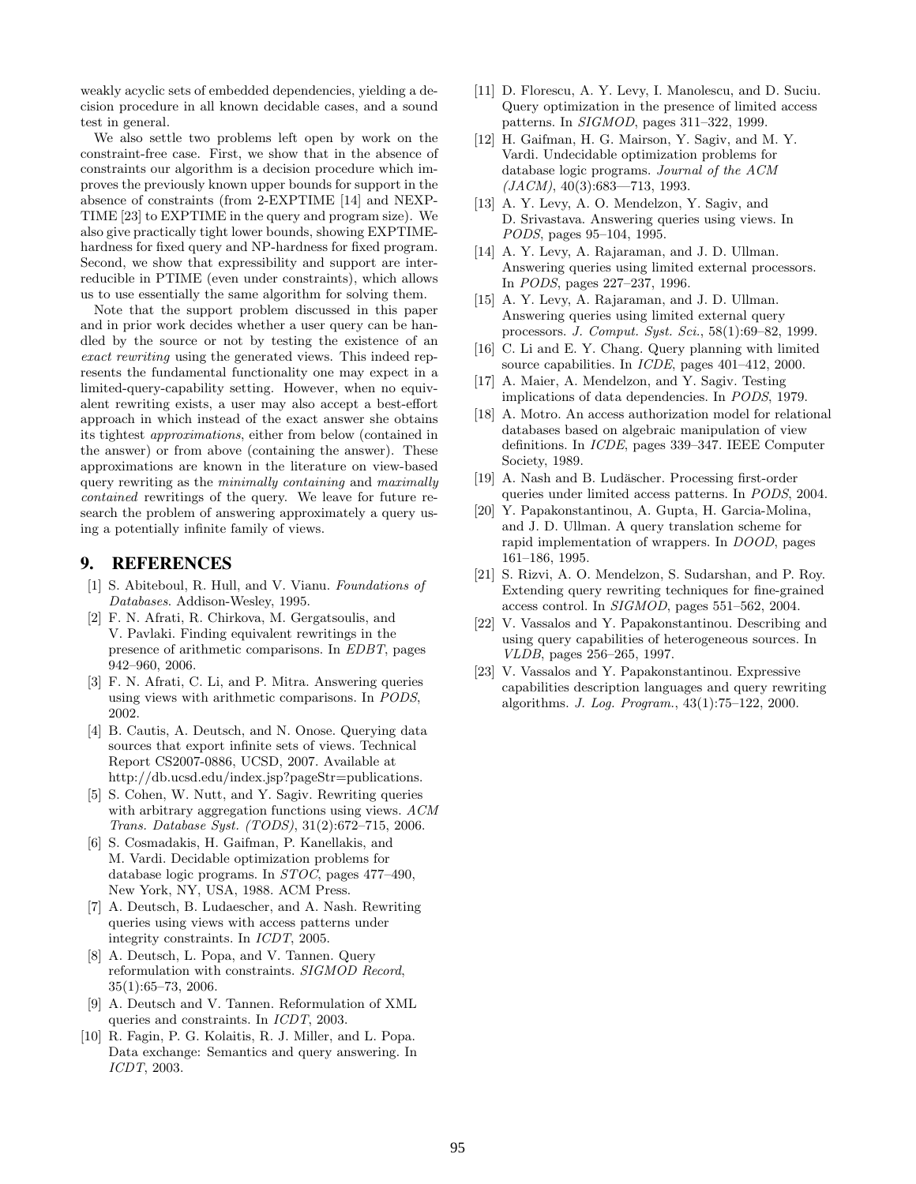weakly acyclic sets of embedded dependencies, yielding a decision procedure in all known decidable cases, and a sound test in general.

We also settle two problems left open by work on the constraint-free case. First, we show that in the absence of constraints our algorithm is a decision procedure which improves the previously known upper bounds for support in the absence of constraints (from 2-EXPTIME [14] and NEXPTIME [23] to EXPTIME in the query and program size). We also give practically tight lower bounds, showing EXPTIME-hardness for fixed query and NP-hardness for fixed program. Second, we show that expressibility and support are inter-reducible in PTIME (even under constraints), which allows us to use essentially the same algorithm for solving them.

Note that the support problem discussed in this paper and in prior work decides whether a user query can be handled by the source or not by testing the existence of an *exact rewriting* using the generated views. This indeed represents the fundamental functionality one may expect in a limited-query-capability setting. However, when no equivalent rewriting exists, a user may also accept a best-effort approach in which instead of the exact answer she obtains its tightest *approximations*, either from below (contained in the answer) or from above (containing the answer). These approximations are known in the literature on view-based query rewriting as the *minimally containing* and *maximally contained* rewritings of the query. We leave for future research the problem of answering approximately a query using a potentially infinite family of views.

# 9. REFERENCES

[1] S. Abiteboul, R. Hull, and V. Vianu. *Foundations of Databases*. Addison-Wesley, 1995.

[2] F. N. Afrati, R. Chirkova, M. Gergatsoulis, and V. Pavlaki. Finding equivalent rewritings in the presence of arithmetic comparisons. In *EDBT*, pages 942–960, 2006.

[3] F. N. Afrati, C. Li, and P. Mitra. Answering queries using views with arithmetic comparisons. In *PODS*, 2002.

[4] B. Cautis, A. Deutsch, and N. Onose. Querying data sources that export infinite sets of views. Technical Report CS2007-0886, UCSD, 2007. Available at http://db.ucsd.edu/index.jsp?pageStr=publications.

[5] S. Cohen, W. Nutt, and Y. Sagiv. Rewriting queries with arbitrary aggregation functions using views. *ACM Trans. Database Syst. (TODS)*, 31(2):672–715, 2006.

[6] S. Cosmadakis, H. Gaifman, P. Kanellakis, and M. Vardi. Decidable optimization problems for database logic programs. In *STOC*, pages 477–490, New York, NY, USA, 1988. ACM Press.

[7] A. Deutsch, B. Ludaescher, and A. Nash. Rewriting queries using views with access patterns under integrity constraints. In *ICDT*, 2005.

[8] A. Deutsch, L. Popa, and V. Tannen. Query reformulation with constraints. *SIGMOD Record*, 35(1):65–73, 2006.

[9] A. Deutsch and V. Tannen. Reformulation of XML queries and constraints. In *ICDT*, 2003.

[10] R. Fagin, P. G. Kolaitis, R. J. Miller, and L. Popa. Data exchange: Semantics and query answering. In *ICDT*, 2003.

[11] D. Florescu, A. Y. Levy, I. Manolescu, and D. Suciu. Query optimization in the presence of limited access patterns. In *SIGMOD*, pages 311–322, 1999.

[12] H. Gaifman, H. G. Mairson, Y. Sagiv, and M. Y. Vardi. Undecidable optimization problems for database logic programs. *Journal of the ACM (JACM)*, 40(3):683—713, 1993.

[13] A. Y. Levy, A. O. Mendelzon, Y. Sagiv, and D. Srivastava. Answering queries using views. In *PODS*, pages 95–104, 1995.

[14] A. Y. Levy, A. Rajaraman, and J. D. Ullman. Answering queries using limited external processors. In *PODS*, pages 227–237, 1996.

[15] A. Y. Levy, A. Rajaraman, and J. D. Ullman. Answering queries using limited external query processors. *J. Comput. Syst. Sci.*, 58(1):69–82, 1999.

[16] C. Li and E. Y. Chang. Query planning with limited source capabilities. In *ICDE*, pages 401–412, 2000.

[17] A. Maier, A. Mendelzon, and Y. Sagiv. Testing implications of data dependencies. In *PODS*, 1979.

[18] A. Motro. An access authorization model for relational databases based on algebraic manipulation of view definitions. In *ICDE*, pages 339–347. IEEE Computer Society, 1989.

[19] A. Nash and B. Ludäscher. Processing first-order queries under limited access patterns. In *PODS*, 2004.

[20] Y. Papakonstantinou, A. Gupta, H. Garcia-Molina, and J. D. Ullman. A query translation scheme for rapid implementation of wrappers. In *DOOD*, pages 161–186, 1995.

[21] S. Rizvi, A. O. Mendelzon, S. Sudarshan, and P. Roy. Extending query rewriting techniques for fine-grained access control. In *SIGMOD*, pages 551–562, 2004.

[22] V. Vassalos and Y. Papakonstantinou. Describing and using query capabilities of heterogeneous sources. In *VLDB*, pages 256–265, 1997.

[23] V. Vassalos and Y. Papakonstantinou. Expressive capabilities description languages and query rewriting algorithms. *J. Log. Program.*, 43(1):75–122, 2000.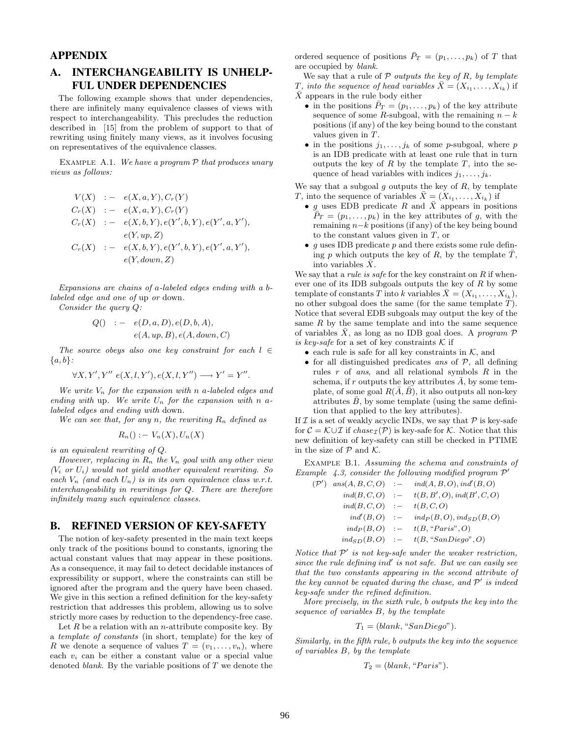# APPENDIX

## A. INTERCHANGEABILITY IS UNHELPFUL UNDER DEPENDENCIES

The following example shows that under dependencies, there are infinitely many equivalence classes of views with respect to interchangeability. This precludes the reduction described in [15] from the problem of support to that of rewriting using finitely many views, as it involves focusing on representatives of the equivalence classes.

Example A.1. *We have a program $\mathcal{P}$ that produces unary views as follows:*

$$
\begin{aligned}
V(X) &\ :-\ e(X, a, Y), C_r(Y)\\
C_r(X) &\ :-\ e(X, a, Y), C_r(Y)\\
C_r(X) &\ :-\ e(X, b, Y), e(Y', b, Y), e(Y', a, Y'),\\
&\qquad e(Y, up, Z)\\
C_r(X) &\ :-\ e(X, b, Y), e(Y', b, Y), e(Y', a, Y'),\\
&\qquad e(Y, down, Z)
\end{aligned}
$$

*Expansions are chains of $a$-labeled edges ending with a $b$-labeled edge and one of* up *or* down.

*Consider the query $Q$:*

$$
\begin{aligned}
Q() &\ :-\ e(D, a, D), e(D, b, A),\\
&\qquad e(A, up, B), e(A, down, C)
\end{aligned}
$$

*The source obeys also one key constraint for each $l \in \{a, b\}$:*

$$\forall X, Y', Y''\ e(X, l, Y'), e(X, l, Y'') \longrightarrow Y' = Y''.$$

*We write $V_n$ for the expansion with $n$ $a$-labeled edges and ending with* up. *We write $U_n$ for the expansion with $n$ $a$-labeled edges and ending with* down.

*We can see that, for any $n$, the rewriting $R_n$ defined as*

$$R_n() :-\ V_n(X), U_n(X)$$

*is an equivalent rewriting of $Q$.*

*However, replacing in $R_n$ the $V_n$ goal with any other view ($V_i$ or $U_i$) would not yield another equivalent rewriting. So each $V_n$ (and each $U_n$) is in its own equivalence class w.r.t. interchangeability in rewritings for $Q$. There are therefore infinitely many such equivalence classes.*

## B. REFINED VERSION OF KEY-SAFETY

The notion of key-safety presented in the main text keeps only track of the positions bound to constants, ignoring the actual constant values that may appear in these positions. As a consequence, it may fail to detect decidable instances of expressibility or support, where the constraints can still be ignored after the program and the query have been chased. We give in this section a refined definition for the key-safety restriction that addresses this problem, allowing us to solve strictly more cases by reduction to the dependency-free case.

Let $R$ be a relation with an $n$-attribute composite key. By a *template of constants* (in short, template) for the key of $R$ we denote a sequence of values $T = (v_1, \ldots, v_n)$, where each $v_i$ can be either a constant value or a special value denoted *blank*. By the variable positions of $T$ we denote the ordered sequence of positions $\bar{P}_T = (p_1, \ldots, p_k)$ of $T$ that are occupied by *blank*.

We say that a rule of $\mathcal{P}$ *outputs the key of $R$, by template $T$, into the sequence of head variables $\bar{X} = (X_{i_1}, \ldots, X_{i_k})$* if $\bar{X}$ appears in the rule body either

- in the positions $\bar{P}_T = (p_1, \ldots, p_k)$ of the key attribute sequence of some $R$-subgoal, with the remaining $n - k$ positions (if any) of the key being bound to the constant values given in $T$.
- in the positions $j_1, \ldots, j_k$ of some $p$-subgoal, where $p$ is an IDB predicate with at least one rule that in turn outputs the key of $R$ by the template $T$, into the sequence of head variables with indices $j_1, \ldots, j_k$.

We say that a subgoal $g$ outputs the key of $R$, by template $T$, into the sequence of variables $\bar{X} = (X_{i_1}, \ldots, X_{i_k})$ if

- $g$ uses EDB predicate $R$ and $\bar{X}$ appears in positions $\bar{P}_T = (p_1, \ldots, p_k)$ in the key attributes of $g$, with the remaining $n-k$ positions (if any) of the key being bound to the constant values given in $T$, or
- $g$ uses IDB predicate $p$ and there exists some rule defining $p$ which outputs the key of $R$, by the template $\bar{T}$, into variables $\bar{X}$.

We say that a *rule is safe* for the key constraint on $R$ if whenever one of its IDB subgoals outputs the key of $R$ by some template of constants $T$ into $k$ variables $\bar{X} = (X_{i_1}, \ldots, X_{i_k})$, no other subgoal does the same (for the same template $T$). Notice that several EDB subgoals may output the key of the same $R$ by the same template and into the same sequence of variables $\bar{X}$, as long as no IDB goal does. A *program $\mathcal{P}$ is key-safe* for a set of key constraints $\mathcal{K}$ if

- each rule is safe for all key constraints in $\mathcal{K}$, and
- for all distinguished predicates *ans* of $\mathcal{P}$, all defining rules $r$ of *ans*, and all relational symbols $R$ in the schema, if $r$ outputs the key attributes $\bar{A}$, by some template, of some goal $R(\bar{A}, \bar{B})$, it also outputs all non-key attributes $\bar{B}$, by some template (using the same definition that applied to the key attributes).

If $\mathcal{I}$ is a set of weakly acyclic INDs, we say that $\mathcal{P}$ is key-safe for $\mathcal{C} = \mathcal{K} \cup \mathcal{I}$ if $chase_{\mathcal{I}}(\mathcal{P})$ is key-safe for $\mathcal{K}$. Notice that this new definition of key-safety can still be checked in PTIME in the size of $\mathcal{P}$ and $\mathcal{K}$.

Example B.1. *Assuming the schema and constraints of Example 4.3, consider the following modified program $\mathcal{P}'$*

$$
\begin{aligned}
(\mathcal{P}')\quad ans(A, B, C, O) &\ :-\ ind(A, B, O), ind'(B, O)\\
ind(B, C, O) &\ :-\ t(B, B', O), ind(B', C, O)\\
ind(B, C, O) &\ :-\ t(B, C, O)\\
ind'(B, O) &\ :-\ ind_P(B, O), ind_{SD}(B, O)\\
ind_P(B, O) &\ :-\ t(B, \text{“}Paris\text{”}, O)\\
ind_{SD}(B, O) &\ :-\ t(B, \text{“}SanDiego\text{”}, O)
\end{aligned}
$$

*Notice that $\mathcal{P}'$ is not key-safe under the weaker restriction, since the rule defining $ind'$ is not safe. But we can easily see that the two constants appearing in the second attribute of the key cannot be equated during the chase, and $\mathcal{P}'$ is indeed key-safe under the refined definition.*

*More precisely, in the sixth rule, $b$ outputs the key into the sequence of variables $B$, by the template*

$$T_1 = (blank, \text{“}SanDiego\text{”}).$$

*Similarly, in the fifth rule, $b$ outputs the key into the sequence of variables $B$, by the template*

$$T_2 = (blank, \text{“}Paris\text{”}).$$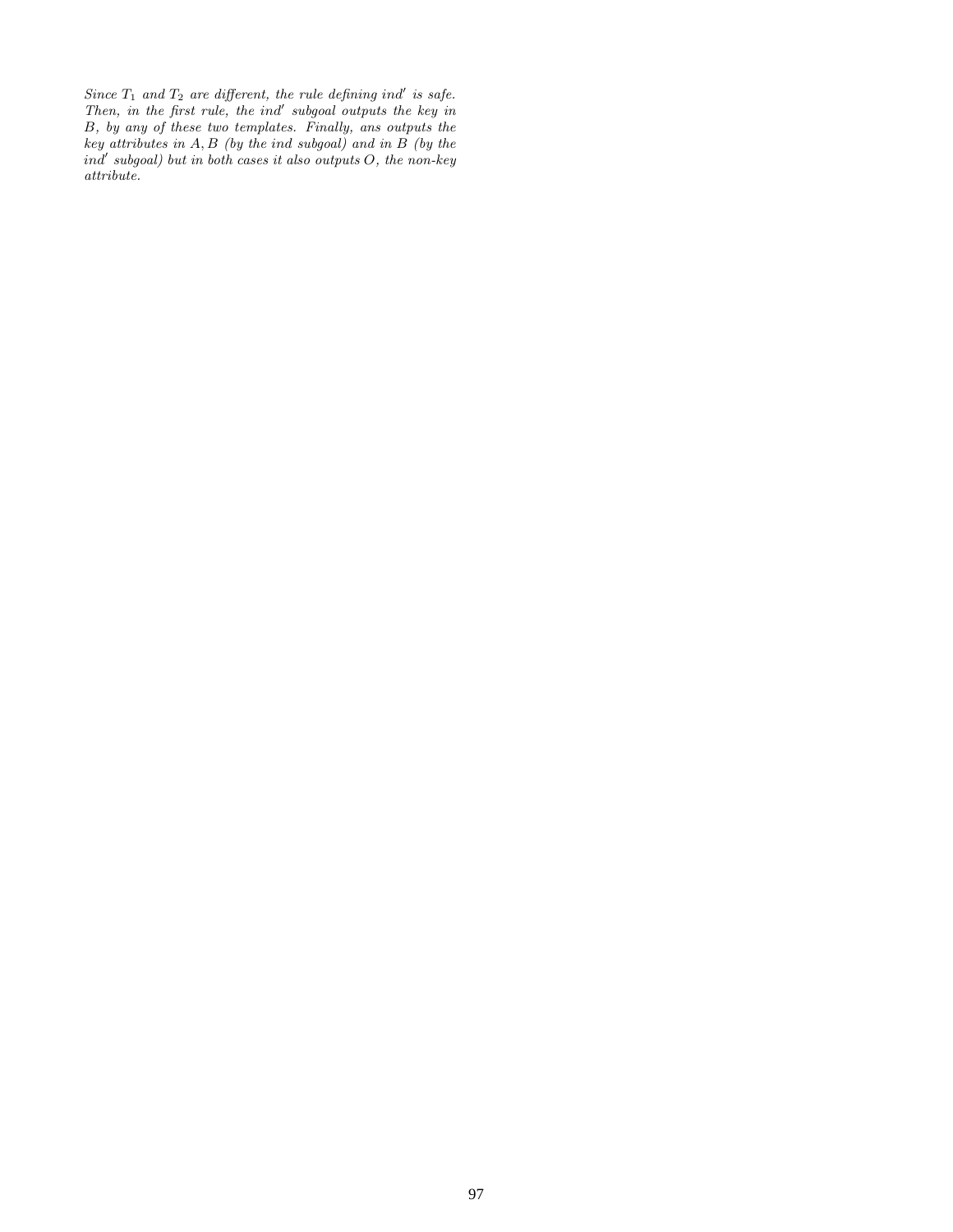*Since $T_1$ and $T_2$ are different, the rule defining $ind'$ is safe. Then, in the first rule, the $ind'$ subgoal outputs the key in $B$, by any of these two templates. Finally, ans outputs the key attributes in $A, B$ (by the ind subgoal) and in $B$ (by the $ind'$ subgoal) but in both cases it also outputs $O$, the non-key attribute.*